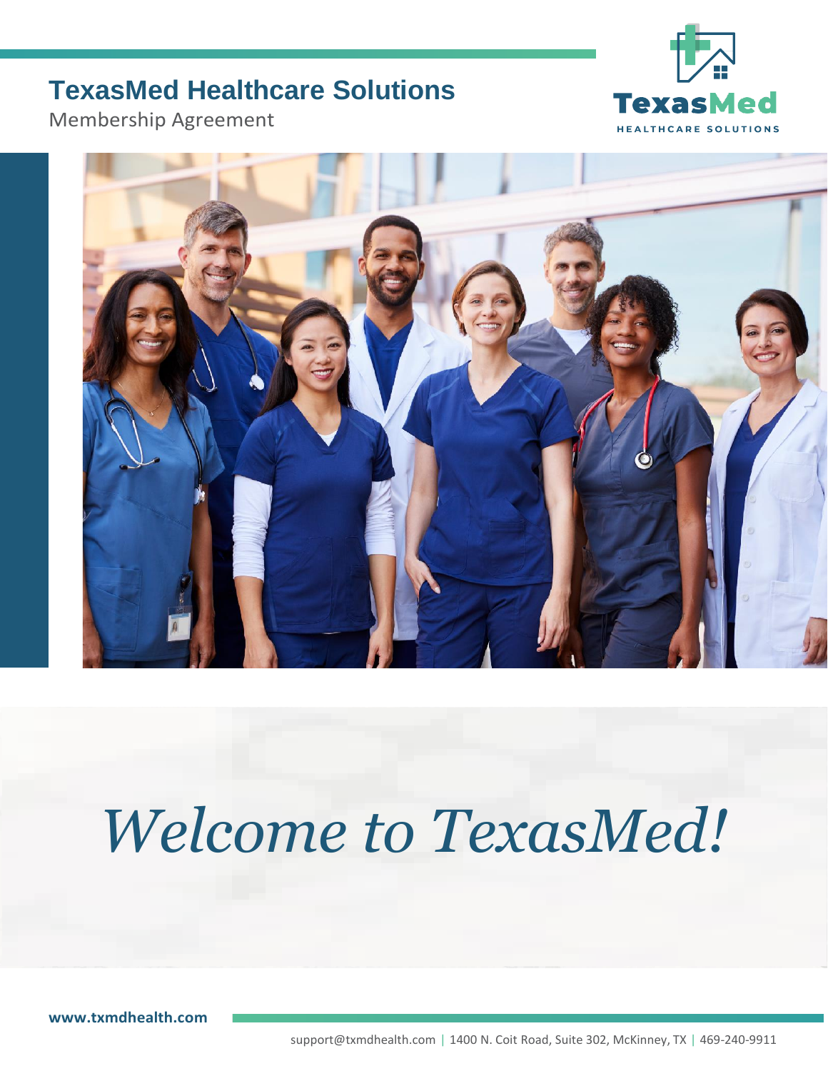# TexasMed Healthcare Solutions

Membership Agreement

TexasMed
HEALTHCARE SOLUTIONS

*Welcome to TexasMed!*

**www.txmdhealth.com**

support@txmdhealth.com | 1400 N. Coit Road, Suite 302, McKinney, TX | 469-240-9911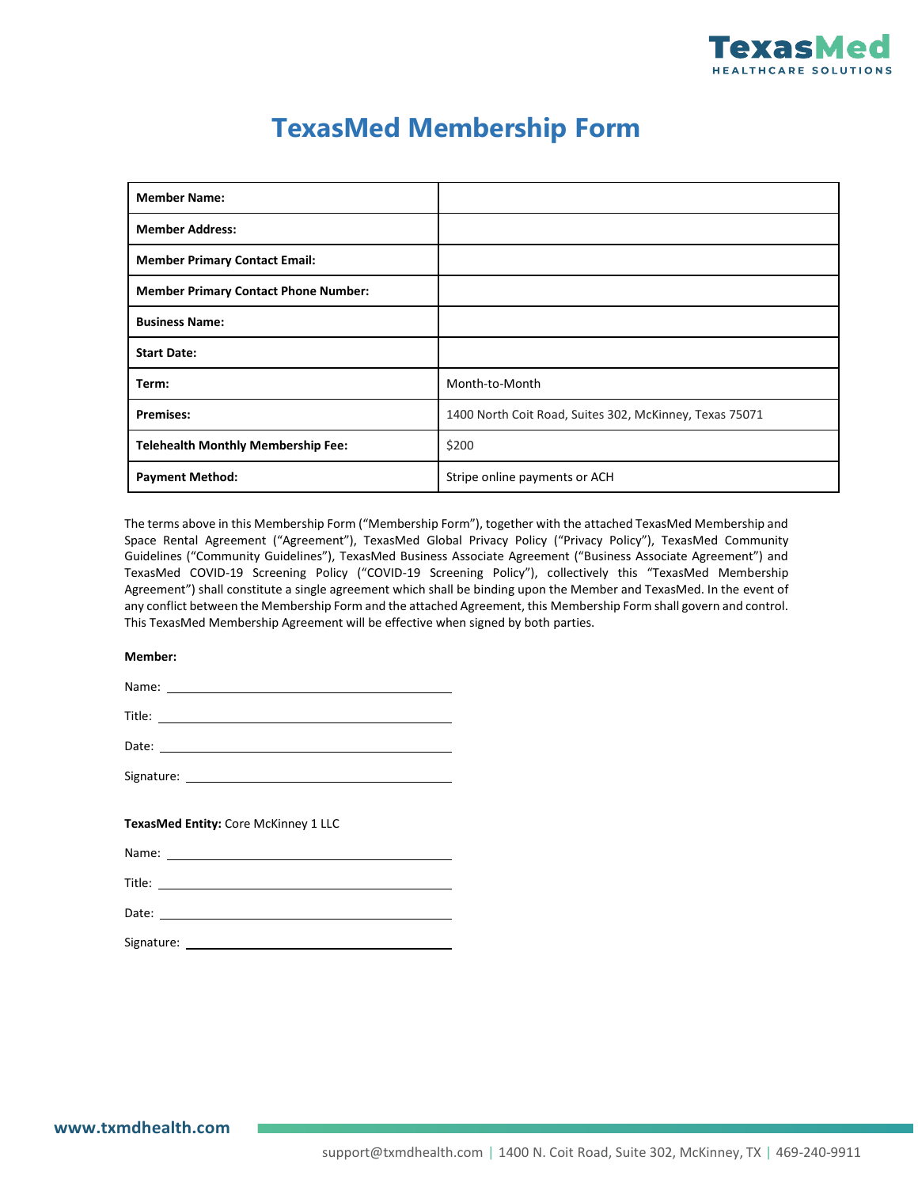# TexasMed Membership Form

| Member Name: | |
|---|---|
| Member Address: | |
| Member Primary Contact Email: | |
| Member Primary Contact Phone Number: | |
| Business Name: | |
| Start Date: | |
| Term: | Month-to-Month |
| Premises: | 1400 North Coit Road, Suites 302, McKinney, Texas 75071 |
| Telehealth Monthly Membership Fee: | $200 |
| Payment Method: | Stripe online payments or ACH |

The terms above in this Membership Form ("Membership Form"), together with the attached TexasMed Membership and Space Rental Agreement ("Agreement"), TexasMed Global Privacy Policy ("Privacy Policy"), TexasMed Community Guidelines ("Community Guidelines"), TexasMed Business Associate Agreement ("Business Associate Agreement") and TexasMed COVID-19 Screening Policy ("COVID-19 Screening Policy"), collectively this "TexasMed Membership Agreement") shall constitute a single agreement which shall be binding upon the Member and TexasMed. In the event of any conflict between the Membership Form and the attached Agreement, this Membership Form shall govern and control. This TexasMed Membership Agreement will be effective when signed by both parties.

**Member:**

Name: ______________________________

Title: ______________________________

Date: ______________________________

Signature: ______________________________

**TexasMed Entity:** Core McKinney 1 LLC

Name: ______________________________

Title: ______________________________

Date: ______________________________

Signature: ______________________________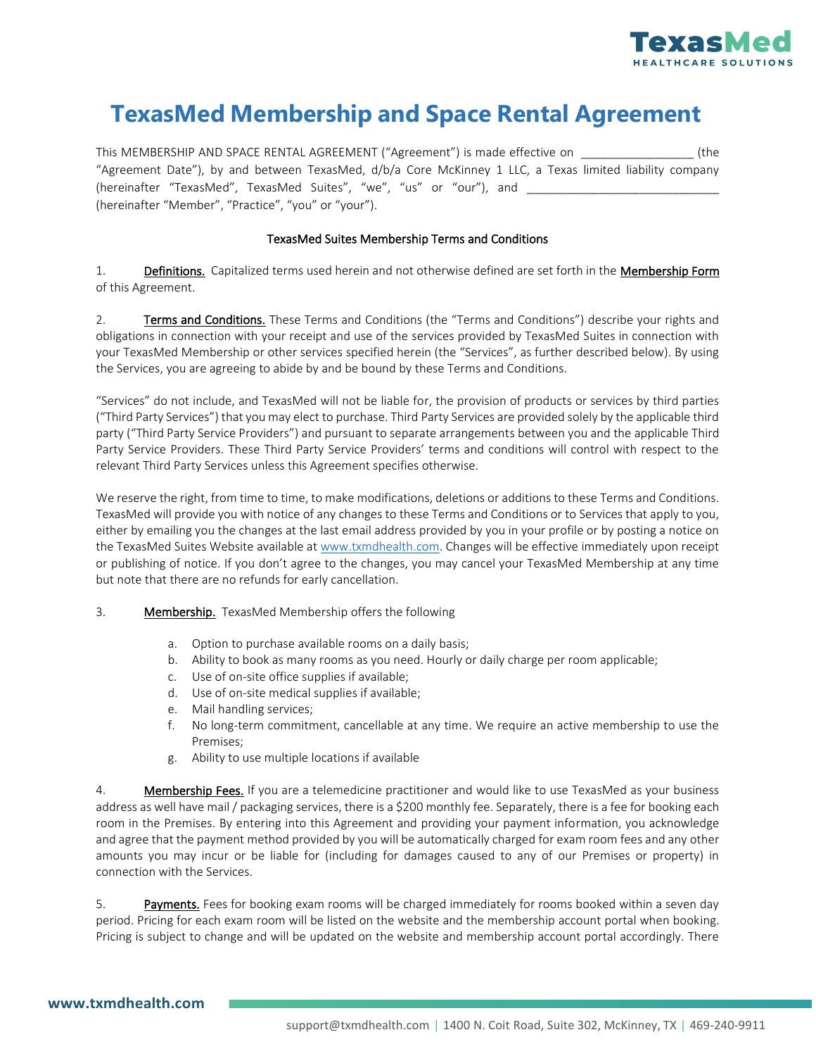# TexasMed Membership and Space Rental Agreement

This MEMBERSHIP AND SPACE RENTAL AGREEMENT ("Agreement") is made effective on ________________ (the "Agreement Date"), by and between TexasMed, d/b/a Core McKinney 1 LLC, a Texas limited liability company (hereinafter "TexasMed", TexasMed Suites", "we", "us" or "our"), and ____________________________ (hereinafter "Member", "Practice", "you" or "your").

TexasMed Suites Membership Terms and Conditions

1. Definitions. Capitalized terms used herein and not otherwise defined are set forth in the Membership Form of this Agreement.

2. Terms and Conditions. These Terms and Conditions (the "Terms and Conditions") describe your rights and obligations in connection with your receipt and use of the services provided by TexasMed Suites in connection with your TexasMed Membership or other services specified herein (the "Services", as further described below). By using the Services, you are agreeing to abide by and be bound by these Terms and Conditions.

"Services" do not include, and TexasMed will not be liable for, the provision of products or services by third parties ("Third Party Services") that you may elect to purchase. Third Party Services are provided solely by the applicable third party ("Third Party Service Providers") and pursuant to separate arrangements between you and the applicable Third Party Service Providers. These Third Party Service Providers' terms and conditions will control with respect to the relevant Third Party Services unless this Agreement specifies otherwise.

We reserve the right, from time to time, to make modifications, deletions or additions to these Terms and Conditions. TexasMed will provide you with notice of any changes to these Terms and Conditions or to Services that apply to you, either by emailing you the changes at the last email address provided by you in your profile or by posting a notice on the TexasMed Suites Website available at www.txmdhealth.com. Changes will be effective immediately upon receipt or publishing of notice. If you don't agree to the changes, you may cancel your TexasMed Membership at any time but note that there are no refunds for early cancellation.

3. Membership. TexasMed Membership offers the following

a. Option to purchase available rooms on a daily basis;
b. Ability to book as many rooms as you need. Hourly or daily charge per room applicable;
c. Use of on-site office supplies if available;
d. Use of on-site medical supplies if available;
e. Mail handling services;
f. No long-term commitment, cancellable at any time. We require an active membership to use the Premises;
g. Ability to use multiple locations if available

4. Membership Fees. If you are a telemedicine practitioner and would like to use TexasMed as your business address as well have mail / packaging services, there is a $200 monthly fee. Separately, there is a fee for booking each room in the Premises. By entering into this Agreement and providing your payment information, you acknowledge and agree that the payment method provided by you will be automatically charged for exam room fees and any other amounts you may incur or be liable for (including for damages caused to any of our Premises or property) in connection with the Services.

5. Payments. Fees for booking exam rooms will be charged immediately for rooms booked within a seven day period. Pricing for each exam room will be listed on the website and the membership account portal when booking. Pricing is subject to change and will be updated on the website and membership account portal accordingly. There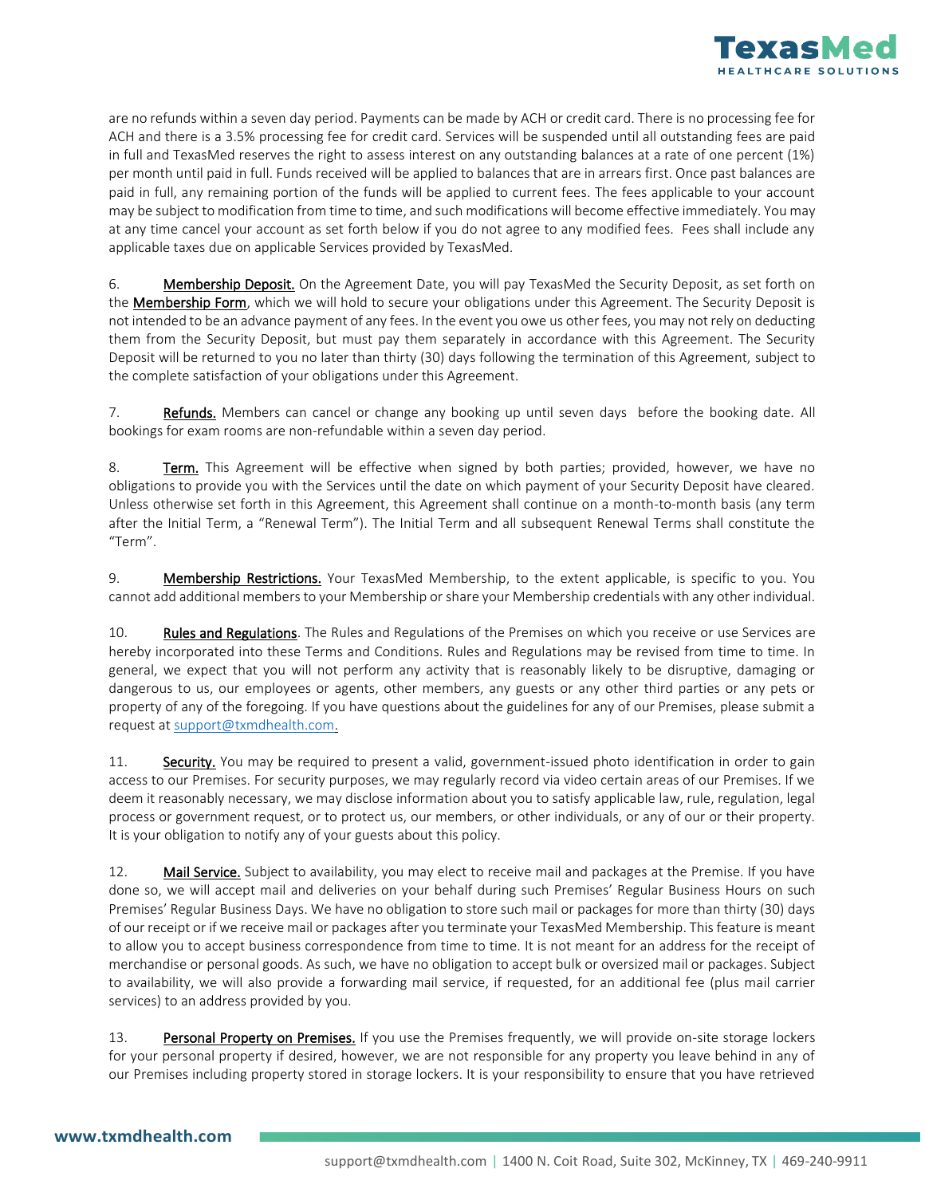are no refunds within a seven day period. Payments can be made by ACH or credit card. There is no processing fee for ACH and there is a 3.5% processing fee for credit card. Services will be suspended until all outstanding fees are paid in full and TexasMed reserves the right to assess interest on any outstanding balances at a rate of one percent (1%) per month until paid in full. Funds received will be applied to balances that are in arrears first. Once past balances are paid in full, any remaining portion of the funds will be applied to current fees. The fees applicable to your account may be subject to modification from time to time, and such modifications will become effective immediately. You may at any time cancel your account as set forth below if you do not agree to any modified fees. Fees shall include any applicable taxes due on applicable Services provided by TexasMed.

6. **Membership Deposit.** On the Agreement Date, you will pay TexasMed the Security Deposit, as set forth on the Membership Form, which we will hold to secure your obligations under this Agreement. The Security Deposit is not intended to be an advance payment of any fees. In the event you owe us other fees, you may not rely on deducting them from the Security Deposit, but must pay them separately in accordance with this Agreement. The Security Deposit will be returned to you no later than thirty (30) days following the termination of this Agreement, subject to the complete satisfaction of your obligations under this Agreement.

7. **Refunds.** Members can cancel or change any booking up until seven days before the booking date. All bookings for exam rooms are non-refundable within a seven day period.

8. **Term.** This Agreement will be effective when signed by both parties; provided, however, we have no obligations to provide you with the Services until the date on which payment of your Security Deposit have cleared. Unless otherwise set forth in this Agreement, this Agreement shall continue on a month-to-month basis (any term after the Initial Term, a "Renewal Term"). The Initial Term and all subsequent Renewal Terms shall constitute the "Term".

9. **Membership Restrictions.** Your TexasMed Membership, to the extent applicable, is specific to you. You cannot add additional members to your Membership or share your Membership credentials with any other individual.

10. **Rules and Regulations**. The Rules and Regulations of the Premises on which you receive or use Services are hereby incorporated into these Terms and Conditions. Rules and Regulations may be revised from time to time. In general, we expect that you will not perform any activity that is reasonably likely to be disruptive, damaging or dangerous to us, our employees or agents, other members, any guests or any other third parties or any pets or property of any of the foregoing. If you have questions about the guidelines for any of our Premises, please submit a request at support@txmdhealth.com.

11. **Security.** You may be required to present a valid, government-issued photo identification in order to gain access to our Premises. For security purposes, we may regularly record via video certain areas of our Premises. If we deem it reasonably necessary, we may disclose information about you to satisfy applicable law, rule, regulation, legal process or government request, or to protect us, our members, or other individuals, or any of our or their property. It is your obligation to notify any of your guests about this policy.

12. **Mail Service.** Subject to availability, you may elect to receive mail and packages at the Premise. If you have done so, we will accept mail and deliveries on your behalf during such Premises' Regular Business Hours on such Premises' Regular Business Days. We have no obligation to store such mail or packages for more than thirty (30) days of our receipt or if we receive mail or packages after you terminate your TexasMed Membership. This feature is meant to allow you to accept business correspondence from time to time. It is not meant for an address for the receipt of merchandise or personal goods. As such, we have no obligation to accept bulk or oversized mail or packages. Subject to availability, we will also provide a forwarding mail service, if requested, for an additional fee (plus mail carrier services) to an address provided by you.

13. **Personal Property on Premises.** If you use the Premises frequently, we will provide on-site storage lockers for your personal property if desired, however, we are not responsible for any property you leave behind in any of our Premises including property stored in storage lockers. It is your responsibility to ensure that you have retrieved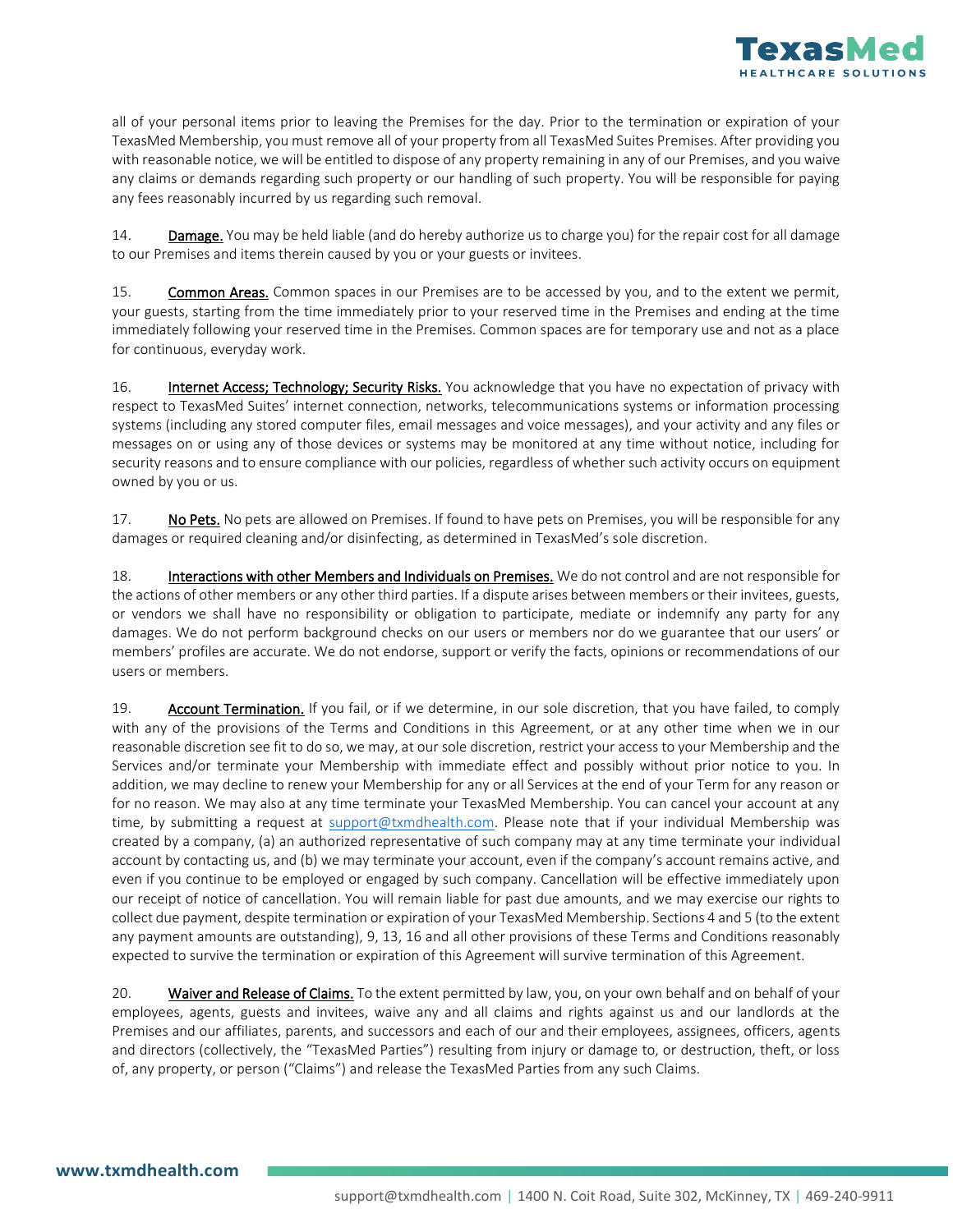all of your personal items prior to leaving the Premises for the day. Prior to the termination or expiration of your TexasMed Membership, you must remove all of your property from all TexasMed Suites Premises. After providing you with reasonable notice, we will be entitled to dispose of any property remaining in any of our Premises, and you waive any claims or demands regarding such property or our handling of such property. You will be responsible for paying any fees reasonably incurred by us regarding such removal.

14. **Damage.** You may be held liable (and do hereby authorize us to charge you) for the repair cost for all damage to our Premises and items therein caused by you or your guests or invitees.

15. **Common Areas.** Common spaces in our Premises are to be accessed by you, and to the extent we permit, your guests, starting from the time immediately prior to your reserved time in the Premises and ending at the time immediately following your reserved time in the Premises. Common spaces are for temporary use and not as a place for continuous, everyday work.

16. **Internet Access; Technology; Security Risks.** You acknowledge that you have no expectation of privacy with respect to TexasMed Suites' internet connection, networks, telecommunications systems or information processing systems (including any stored computer files, email messages and voice messages), and your activity and any files or messages on or using any of those devices or systems may be monitored at any time without notice, including for security reasons and to ensure compliance with our policies, regardless of whether such activity occurs on equipment owned by you or us.

17. **No Pets.** No pets are allowed on Premises. If found to have pets on Premises, you will be responsible for any damages or required cleaning and/or disinfecting, as determined in TexasMed's sole discretion.

18. **Interactions with other Members and Individuals on Premises.** We do not control and are not responsible for the actions of other members or any other third parties. If a dispute arises between members or their invitees, guests, or vendors we shall have no responsibility or obligation to participate, mediate or indemnify any party for any damages. We do not perform background checks on our users or members nor do we guarantee that our users' or members' profiles are accurate. We do not endorse, support or verify the facts, opinions or recommendations of our users or members.

19. **Account Termination.** If you fail, or if we determine, in our sole discretion, that you have failed, to comply with any of the provisions of the Terms and Conditions in this Agreement, or at any other time when we in our reasonable discretion see fit to do so, we may, at our sole discretion, restrict your access to your Membership and the Services and/or terminate your Membership with immediate effect and possibly without prior notice to you. In addition, we may decline to renew your Membership for any or all Services at the end of your Term for any reason or for no reason. We may also at any time terminate your TexasMed Membership. You can cancel your account at any time, by submitting a request at support@txmdhealth.com. Please note that if your individual Membership was created by a company, (a) an authorized representative of such company may at any time terminate your individual account by contacting us, and (b) we may terminate your account, even if the company's account remains active, and even if you continue to be employed or engaged by such company. Cancellation will be effective immediately upon our receipt of notice of cancellation. You will remain liable for past due amounts, and we may exercise our rights to collect due payment, despite termination or expiration of your TexasMed Membership. Sections 4 and 5 (to the extent any payment amounts are outstanding), 9, 13, 16 and all other provisions of these Terms and Conditions reasonably expected to survive the termination or expiration of this Agreement will survive termination of this Agreement.

20. **Waiver and Release of Claims.** To the extent permitted by law, you, on your own behalf and on behalf of your employees, agents, guests and invitees, waive any and all claims and rights against us and our landlords at the Premises and our affiliates, parents, and successors and each of our and their employees, assignees, officers, agents and directors (collectively, the "TexasMed Parties") resulting from injury or damage to, or destruction, theft, or loss of, any property, or person ("Claims") and release the TexasMed Parties from any such Claims.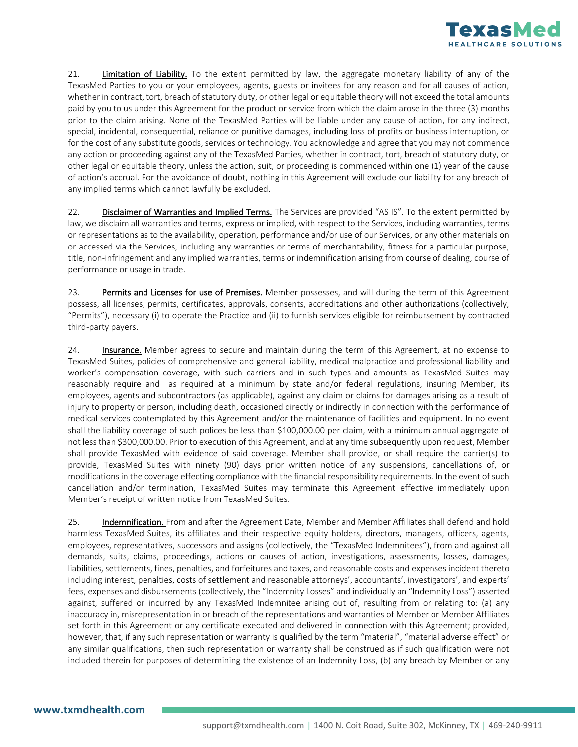21. **Limitation of Liability.** To the extent permitted by law, the aggregate monetary liability of any of the TexasMed Parties to you or your employees, agents, guests or invitees for any reason and for all causes of action, whether in contract, tort, breach of statutory duty, or other legal or equitable theory will not exceed the total amounts paid by you to us under this Agreement for the product or service from which the claim arose in the three (3) months prior to the claim arising. None of the TexasMed Parties will be liable under any cause of action, for any indirect, special, incidental, consequential, reliance or punitive damages, including loss of profits or business interruption, or for the cost of any substitute goods, services or technology. You acknowledge and agree that you may not commence any action or proceeding against any of the TexasMed Parties, whether in contract, tort, breach of statutory duty, or other legal or equitable theory, unless the action, suit, or proceeding is commenced within one (1) year of the cause of action's accrual. For the avoidance of doubt, nothing in this Agreement will exclude our liability for any breach of any implied terms which cannot lawfully be excluded.

22. **Disclaimer of Warranties and Implied Terms.** The Services are provided "AS IS". To the extent permitted by law, we disclaim all warranties and terms, express or implied, with respect to the Services, including warranties, terms or representations as to the availability, operation, performance and/or use of our Services, or any other materials on or accessed via the Services, including any warranties or terms of merchantability, fitness for a particular purpose, title, non-infringement and any implied warranties, terms or indemnification arising from course of dealing, course of performance or usage in trade.

23. **Permits and Licenses for use of Premises.** Member possesses, and will during the term of this Agreement possess, all licenses, permits, certificates, approvals, consents, accreditations and other authorizations (collectively, "Permits"), necessary (i) to operate the Practice and (ii) to furnish services eligible for reimbursement by contracted third-party payers.

24. **Insurance.** Member agrees to secure and maintain during the term of this Agreement, at no expense to TexasMed Suites, policies of comprehensive and general liability, medical malpractice and professional liability and worker's compensation coverage, with such carriers and in such types and amounts as TexasMed Suites may reasonably require and as required at a minimum by state and/or federal regulations, insuring Member, its employees, agents and subcontractors (as applicable), against any claim or claims for damages arising as a result of injury to property or person, including death, occasioned directly or indirectly in connection with the performance of medical services contemplated by this Agreement and/or the maintenance of facilities and equipment. In no event shall the liability coverage of such polices be less than $100,000.00 per claim, with a minimum annual aggregate of not less than $300,000.00. Prior to execution of this Agreement, and at any time subsequently upon request, Member shall provide TexasMed with evidence of said coverage. Member shall provide, or shall require the carrier(s) to provide, TexasMed Suites with ninety (90) days prior written notice of any suspensions, cancellations of, or modifications in the coverage effecting compliance with the financial responsibility requirements. In the event of such cancellation and/or termination, TexasMed Suites may terminate this Agreement effective immediately upon Member's receipt of written notice from TexasMed Suites.

25. **Indemnification.** From and after the Agreement Date, Member and Member Affiliates shall defend and hold harmless TexasMed Suites, its affiliates and their respective equity holders, directors, managers, officers, agents, employees, representatives, successors and assigns (collectively, the "TexasMed Indemnitees"), from and against all demands, suits, claims, proceedings, actions or causes of action, investigations, assessments, losses, damages, liabilities, settlements, fines, penalties, and forfeitures and taxes, and reasonable costs and expenses incident thereto including interest, penalties, costs of settlement and reasonable attorneys', accountants', investigators', and experts' fees, expenses and disbursements (collectively, the "Indemnity Losses" and individually an "Indemnity Loss") asserted against, suffered or incurred by any TexasMed Indemnitee arising out of, resulting from or relating to: (a) any inaccuracy in, misrepresentation in or breach of the representations and warranties of Member or Member Affiliates set forth in this Agreement or any certificate executed and delivered in connection with this Agreement; provided, however, that, if any such representation or warranty is qualified by the term "material", "material adverse effect" or any similar qualifications, then such representation or warranty shall be construed as if such qualification were not included therein for purposes of determining the existence of an Indemnity Loss, (b) any breach by Member or any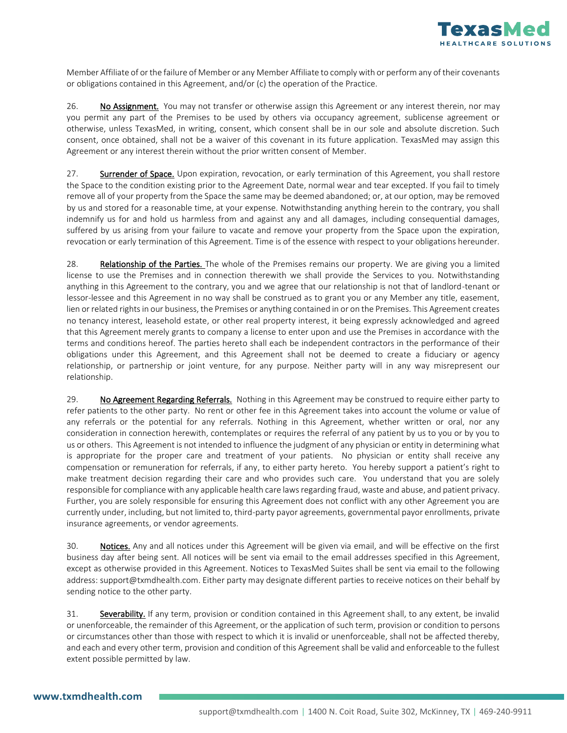Member Affiliate of or the failure of Member or any Member Affiliate to comply with or perform any of their covenants or obligations contained in this Agreement, and/or (c) the operation of the Practice.

26. **No Assignment.** You may not transfer or otherwise assign this Agreement or any interest therein, nor may you permit any part of the Premises to be used by others via occupancy agreement, sublicense agreement or otherwise, unless TexasMed, in writing, consent, which consent shall be in our sole and absolute discretion. Such consent, once obtained, shall not be a waiver of this covenant in its future application. TexasMed may assign this Agreement or any interest therein without the prior written consent of Member.

27. **Surrender of Space.** Upon expiration, revocation, or early termination of this Agreement, you shall restore the Space to the condition existing prior to the Agreement Date, normal wear and tear excepted. If you fail to timely remove all of your property from the Space the same may be deemed abandoned; or, at our option, may be removed by us and stored for a reasonable time, at your expense. Notwithstanding anything herein to the contrary, you shall indemnify us for and hold us harmless from and against any and all damages, including consequential damages, suffered by us arising from your failure to vacate and remove your property from the Space upon the expiration, revocation or early termination of this Agreement. Time is of the essence with respect to your obligations hereunder.

28. **Relationship of the Parties.** The whole of the Premises remains our property. We are giving you a limited license to use the Premises and in connection therewith we shall provide the Services to you. Notwithstanding anything in this Agreement to the contrary, you and we agree that our relationship is not that of landlord-tenant or lessor-lessee and this Agreement in no way shall be construed as to grant you or any Member any title, easement, lien or related rights in our business, the Premises or anything contained in or on the Premises. This Agreement creates no tenancy interest, leasehold estate, or other real property interest, it being expressly acknowledged and agreed that this Agreement merely grants to company a license to enter upon and use the Premises in accordance with the terms and conditions hereof. The parties hereto shall each be independent contractors in the performance of their obligations under this Agreement, and this Agreement shall not be deemed to create a fiduciary or agency relationship, or partnership or joint venture, for any purpose. Neither party will in any way misrepresent our relationship.

29. **No Agreement Regarding Referrals.** Nothing in this Agreement may be construed to require either party to refer patients to the other party. No rent or other fee in this Agreement takes into account the volume or value of any referrals or the potential for any referrals. Nothing in this Agreement, whether written or oral, nor any consideration in connection herewith, contemplates or requires the referral of any patient by us to you or by you to us or others. This Agreement is not intended to influence the judgment of any physician or entity in determining what is appropriate for the proper care and treatment of your patients. No physician or entity shall receive any compensation or remuneration for referrals, if any, to either party hereto. You hereby support a patient's right to make treatment decision regarding their care and who provides such care. You understand that you are solely responsible for compliance with any applicable health care laws regarding fraud, waste and abuse, and patient privacy. Further, you are solely responsible for ensuring this Agreement does not conflict with any other Agreement you are currently under, including, but not limited to, third-party payor agreements, governmental payor enrollments, private insurance agreements, or vendor agreements.

30. **Notices.** Any and all notices under this Agreement will be given via email, and will be effective on the first business day after being sent. All notices will be sent via email to the email addresses specified in this Agreement, except as otherwise provided in this Agreement. Notices to TexasMed Suites shall be sent via email to the following address: support@txmdhealth.com. Either party may designate different parties to receive notices on their behalf by sending notice to the other party.

31. **Severability.** If any term, provision or condition contained in this Agreement shall, to any extent, be invalid or unenforceable, the remainder of this Agreement, or the application of such term, provision or condition to persons or circumstances other than those with respect to which it is invalid or unenforceable, shall not be affected thereby, and each and every other term, provision and condition of this Agreement shall be valid and enforceable to the fullest extent possible permitted by law.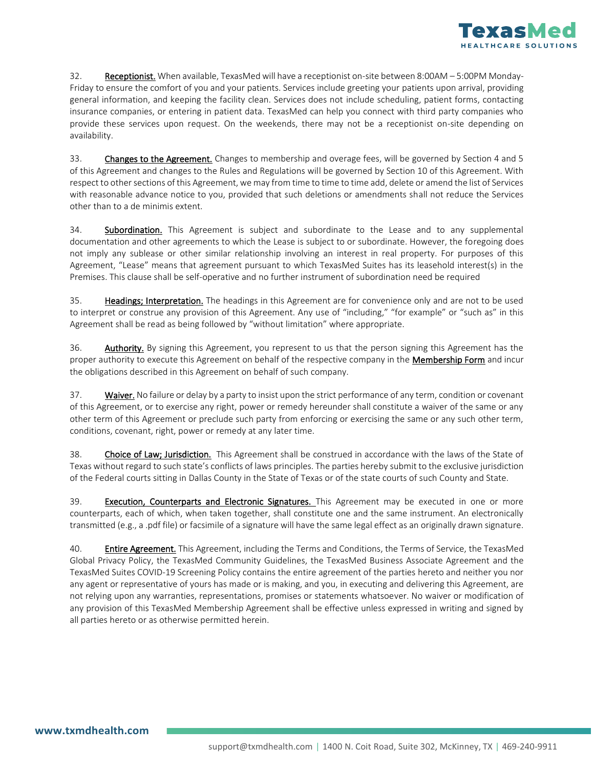32. **Receptionist.** When available, TexasMed will have a receptionist on-site between 8:00AM – 5:00PM Monday-Friday to ensure the comfort of you and your patients. Services include greeting your patients upon arrival, providing general information, and keeping the facility clean. Services does not include scheduling, patient forms, contacting insurance companies, or entering in patient data. TexasMed can help you connect with third party companies who provide these services upon request. On the weekends, there may not be a receptionist on-site depending on availability.

33. **Changes to the Agreement.** Changes to membership and overage fees, will be governed by Section 4 and 5 of this Agreement and changes to the Rules and Regulations will be governed by Section 10 of this Agreement. With respect to other sections of this Agreement, we may from time to time to time add, delete or amend the list of Services with reasonable advance notice to you, provided that such deletions or amendments shall not reduce the Services other than to a de minimis extent.

34. **Subordination.** This Agreement is subject and subordinate to the Lease and to any supplemental documentation and other agreements to which the Lease is subject to or subordinate. However, the foregoing does not imply any sublease or other similar relationship involving an interest in real property. For purposes of this Agreement, "Lease" means that agreement pursuant to which TexasMed Suites has its leasehold interest(s) in the Premises. This clause shall be self-operative and no further instrument of subordination need be required

35. **Headings; Interpretation.** The headings in this Agreement are for convenience only and are not to be used to interpret or construe any provision of this Agreement. Any use of "including," "for example" or "such as" in this Agreement shall be read as being followed by "without limitation" where appropriate.

36. **Authority.** By signing this Agreement, you represent to us that the person signing this Agreement has the proper authority to execute this Agreement on behalf of the respective company in the Membership Form and incur the obligations described in this Agreement on behalf of such company.

37. **Waiver.** No failure or delay by a party to insist upon the strict performance of any term, condition or covenant of this Agreement, or to exercise any right, power or remedy hereunder shall constitute a waiver of the same or any other term of this Agreement or preclude such party from enforcing or exercising the same or any such other term, conditions, covenant, right, power or remedy at any later time.

38. **Choice of Law; Jurisdiction.** This Agreement shall be construed in accordance with the laws of the State of Texas without regard to such state's conflicts of laws principles. The parties hereby submit to the exclusive jurisdiction of the Federal courts sitting in Dallas County in the State of Texas or of the state courts of such County and State.

39. **Execution, Counterparts and Electronic Signatures.** This Agreement may be executed in one or more counterparts, each of which, when taken together, shall constitute one and the same instrument. An electronically transmitted (e.g., a .pdf file) or facsimile of a signature will have the same legal effect as an originally drawn signature.

40. **Entire Agreement.** This Agreement, including the Terms and Conditions, the Terms of Service, the TexasMed Global Privacy Policy, the TexasMed Community Guidelines, the TexasMed Business Associate Agreement and the TexasMed Suites COVID-19 Screening Policy contains the entire agreement of the parties hereto and neither you nor any agent or representative of yours has made or is making, and you, in executing and delivering this Agreement, are not relying upon any warranties, representations, promises or statements whatsoever. No waiver or modification of any provision of this TexasMed Membership Agreement shall be effective unless expressed in writing and signed by all parties hereto or as otherwise permitted herein.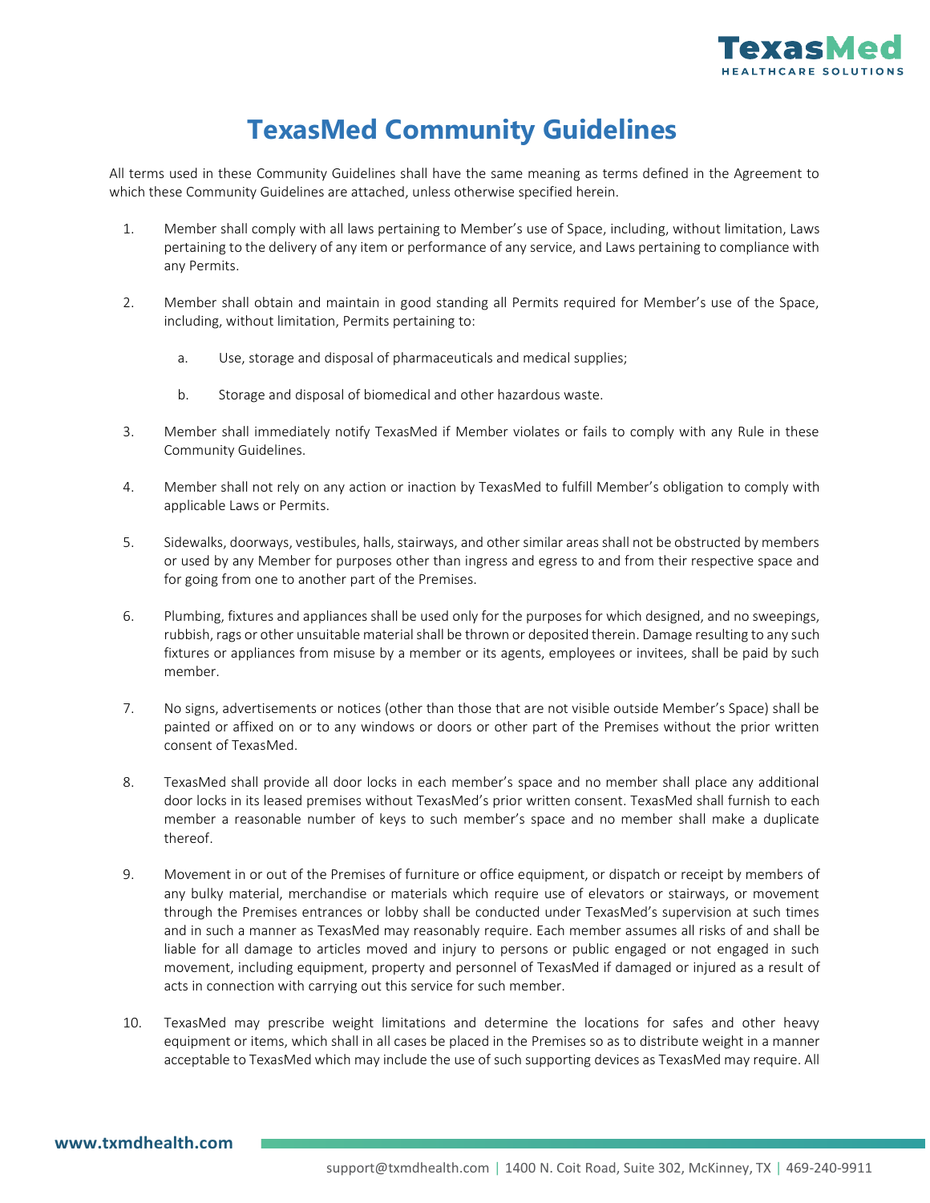# TexasMed Community Guidelines

All terms used in these Community Guidelines shall have the same meaning as terms defined in the Agreement to which these Community Guidelines are attached, unless otherwise specified herein.

1. Member shall comply with all laws pertaining to Member's use of Space, including, without limitation, Laws pertaining to the delivery of any item or performance of any service, and Laws pertaining to compliance with any Permits.

2. Member shall obtain and maintain in good standing all Permits required for Member's use of the Space, including, without limitation, Permits pertaining to:

   a. Use, storage and disposal of pharmaceuticals and medical supplies;

   b. Storage and disposal of biomedical and other hazardous waste.

3. Member shall immediately notify TexasMed if Member violates or fails to comply with any Rule in these Community Guidelines.

4. Member shall not rely on any action or inaction by TexasMed to fulfill Member's obligation to comply with applicable Laws or Permits.

5. Sidewalks, doorways, vestibules, halls, stairways, and other similar areas shall not be obstructed by members or used by any Member for purposes other than ingress and egress to and from their respective space and for going from one to another part of the Premises.

6. Plumbing, fixtures and appliances shall be used only for the purposes for which designed, and no sweepings, rubbish, rags or other unsuitable material shall be thrown or deposited therein. Damage resulting to any such fixtures or appliances from misuse by a member or its agents, employees or invitees, shall be paid by such member.

7. No signs, advertisements or notices (other than those that are not visible outside Member's Space) shall be painted or affixed on or to any windows or doors or other part of the Premises without the prior written consent of TexasMed.

8. TexasMed shall provide all door locks in each member's space and no member shall place any additional door locks in its leased premises without TexasMed's prior written consent. TexasMed shall furnish to each member a reasonable number of keys to such member's space and no member shall make a duplicate thereof.

9. Movement in or out of the Premises of furniture or office equipment, or dispatch or receipt by members of any bulky material, merchandise or materials which require use of elevators or stairways, or movement through the Premises entrances or lobby shall be conducted under TexasMed's supervision at such times and in such a manner as TexasMed may reasonably require. Each member assumes all risks of and shall be liable for all damage to articles moved and injury to persons or public engaged or not engaged in such movement, including equipment, property and personnel of TexasMed if damaged or injured as a result of acts in connection with carrying out this service for such member.

10. TexasMed may prescribe weight limitations and determine the locations for safes and other heavy equipment or items, which shall in all cases be placed in the Premises so as to distribute weight in a manner acceptable to TexasMed which may include the use of such supporting devices as TexasMed may require. All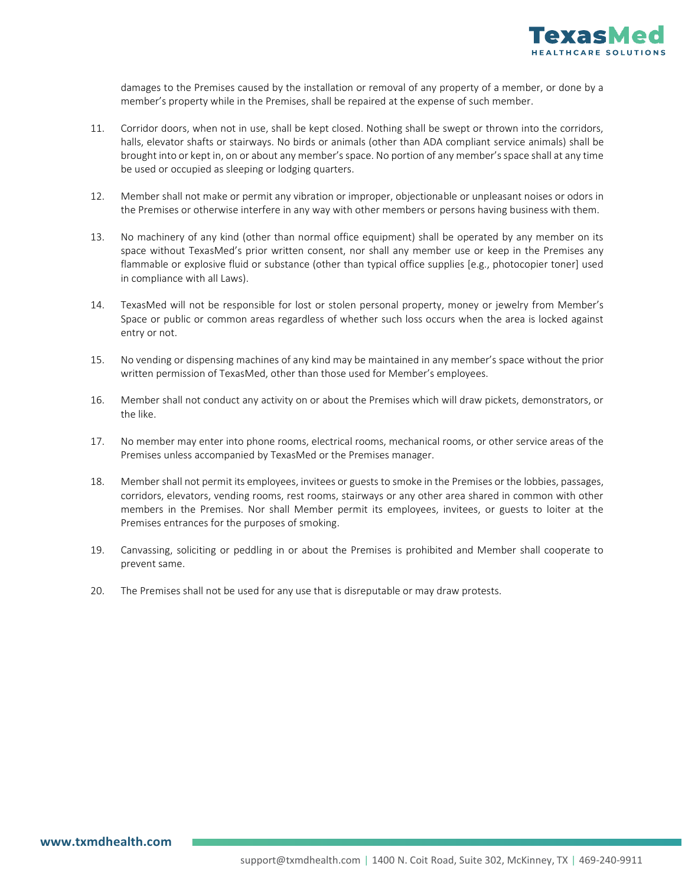damages to the Premises caused by the installation or removal of any property of a member, or done by a member's property while in the Premises, shall be repaired at the expense of such member.

11. Corridor doors, when not in use, shall be kept closed. Nothing shall be swept or thrown into the corridors, halls, elevator shafts or stairways. No birds or animals (other than ADA compliant service animals) shall be brought into or kept in, on or about any member's space. No portion of any member's space shall at any time be used or occupied as sleeping or lodging quarters.

12. Member shall not make or permit any vibration or improper, objectionable or unpleasant noises or odors in the Premises or otherwise interfere in any way with other members or persons having business with them.

13. No machinery of any kind (other than normal office equipment) shall be operated by any member on its space without TexasMed's prior written consent, nor shall any member use or keep in the Premises any flammable or explosive fluid or substance (other than typical office supplies [e.g., photocopier toner] used in compliance with all Laws).

14. TexasMed will not be responsible for lost or stolen personal property, money or jewelry from Member's Space or public or common areas regardless of whether such loss occurs when the area is locked against entry or not.

15. No vending or dispensing machines of any kind may be maintained in any member's space without the prior written permission of TexasMed, other than those used for Member's employees.

16. Member shall not conduct any activity on or about the Premises which will draw pickets, demonstrators, or the like.

17. No member may enter into phone rooms, electrical rooms, mechanical rooms, or other service areas of the Premises unless accompanied by TexasMed or the Premises manager.

18. Member shall not permit its employees, invitees or guests to smoke in the Premises or the lobbies, passages, corridors, elevators, vending rooms, rest rooms, stairways or any other area shared in common with other members in the Premises. Nor shall Member permit its employees, invitees, or guests to loiter at the Premises entrances for the purposes of smoking.

19. Canvassing, soliciting or peddling in or about the Premises is prohibited and Member shall cooperate to prevent same.

20. The Premises shall not be used for any use that is disreputable or may draw protests.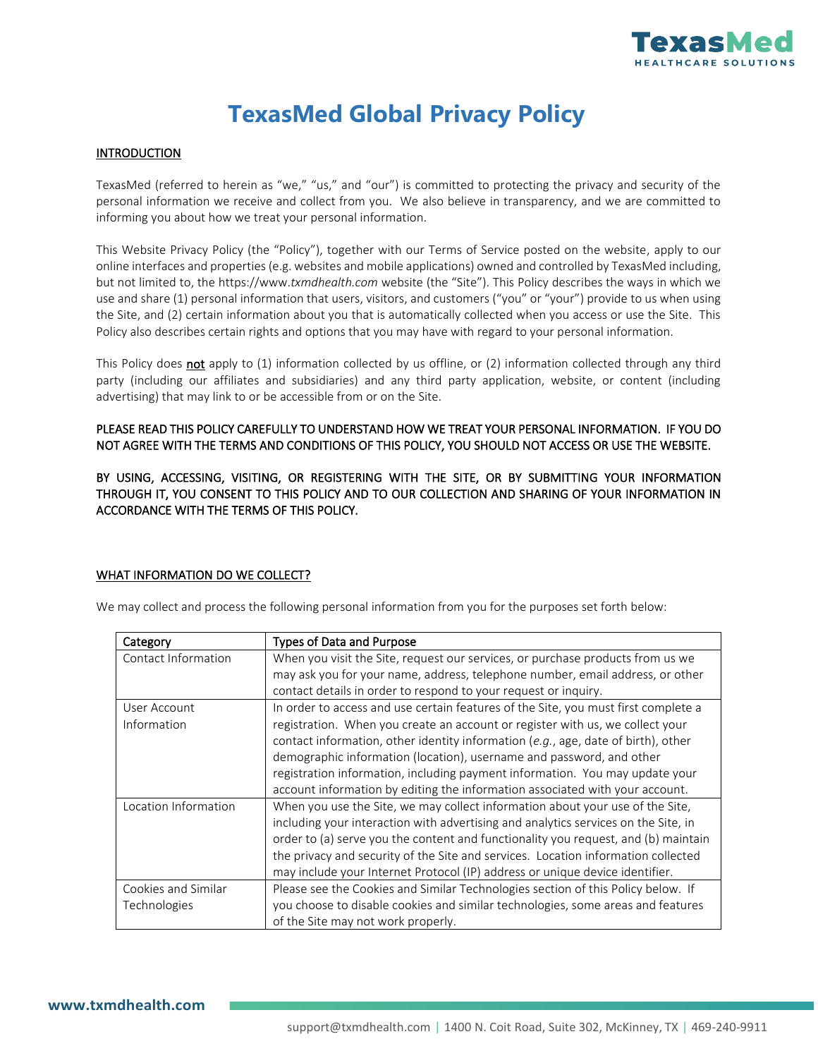# TexasMed Global Privacy Policy

INTRODUCTION

TexasMed (referred to herein as "we," "us," and "our") is committed to protecting the privacy and security of the personal information we receive and collect from you. We also believe in transparency, and we are committed to informing you about how we treat your personal information.

This Website Privacy Policy (the "Policy"), together with our Terms of Service posted on the website, apply to our online interfaces and properties (e.g. websites and mobile applications) owned and controlled by TexasMed including, but not limited to, the https://www.*txmdhealth.com* website (the "Site"). This Policy describes the ways in which we use and share (1) personal information that users, visitors, and customers ("you" or "your") provide to us when using the Site, and (2) certain information about you that is automatically collected when you access or use the Site. This Policy also describes certain rights and options that you may have with regard to your personal information.

This Policy does **not** apply to (1) information collected by us offline, or (2) information collected through any third party (including our affiliates and subsidiaries) and any third party application, website, or content (including advertising) that may link to or be accessible from or on the Site.

PLEASE READ THIS POLICY CAREFULLY TO UNDERSTAND HOW WE TREAT YOUR PERSONAL INFORMATION. IF YOU DO NOT AGREE WITH THE TERMS AND CONDITIONS OF THIS POLICY, YOU SHOULD NOT ACCESS OR USE THE WEBSITE.

BY USING, ACCESSING, VISITING, OR REGISTERING WITH THE SITE, OR BY SUBMITTING YOUR INFORMATION THROUGH IT, YOU CONSENT TO THIS POLICY AND TO OUR COLLECTION AND SHARING OF YOUR INFORMATION IN ACCORDANCE WITH THE TERMS OF THIS POLICY.

WHAT INFORMATION DO WE COLLECT?

We may collect and process the following personal information from you for the purposes set forth below:

| Category | Types of Data and Purpose |
|---|---|
| Contact Information | When you visit the Site, request our services, or purchase products from us we may ask you for your name, address, telephone number, email address, or other contact details in order to respond to your request or inquiry. |
| User Account Information | In order to access and use certain features of the Site, you must first complete a registration. When you create an account or register with us, we collect your contact information, other identity information (*e.g.*, age, date of birth), other demographic information (location), username and password, and other registration information, including payment information. You may update your account information by editing the information associated with your account. |
| Location Information | When you use the Site, we may collect information about your use of the Site, including your interaction with advertising and analytics services on the Site, in order to (a) serve you the content and functionality you request, and (b) maintain the privacy and security of the Site and services. Location information collected may include your Internet Protocol (IP) address or unique device identifier. |
| Cookies and Similar Technologies | Please see the Cookies and Similar Technologies section of this Policy below. If you choose to disable cookies and similar technologies, some areas and features of the Site may not work properly. |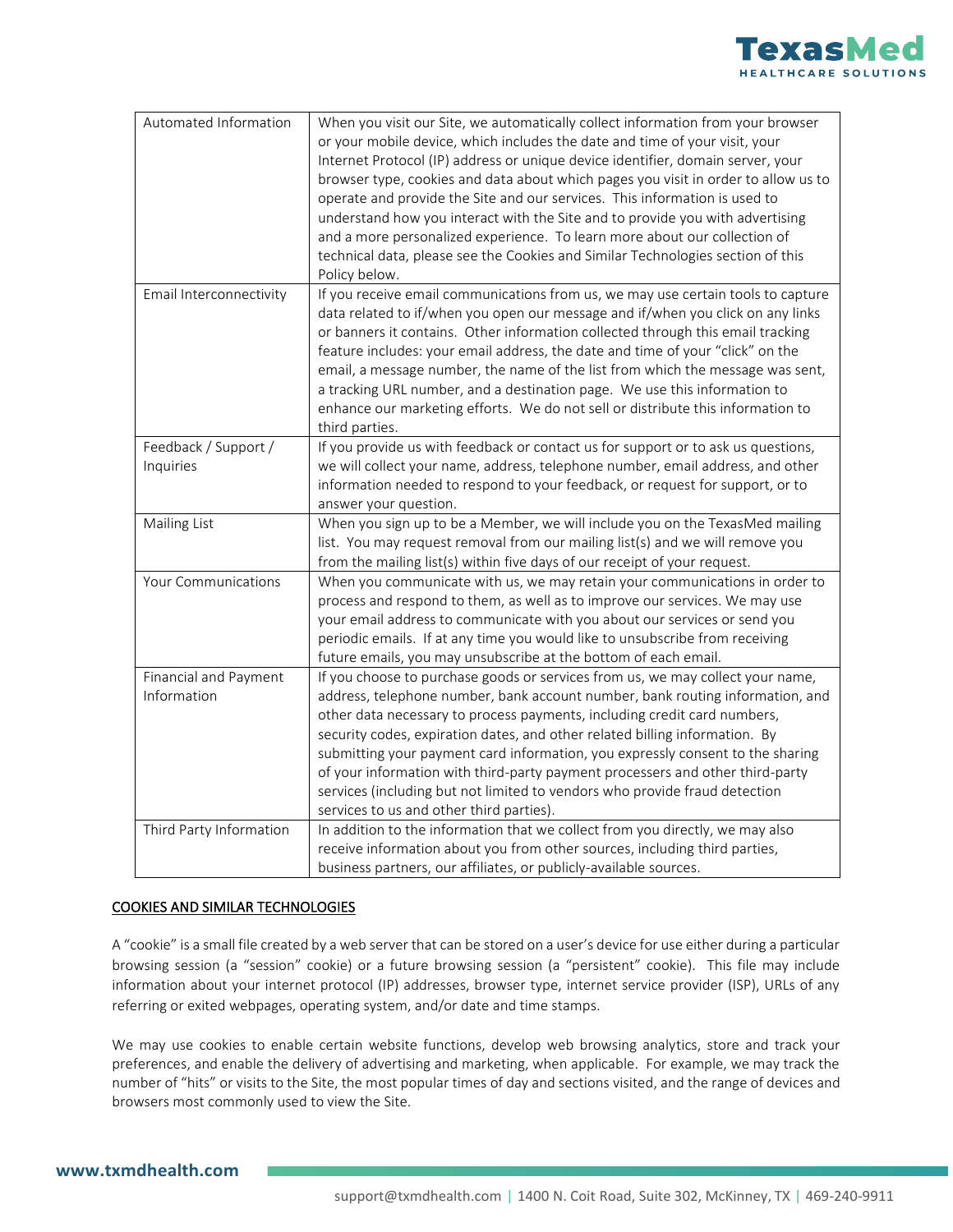| | |
|---|---|
| Automated Information | When you visit our Site, we automatically collect information from your browser or your mobile device, which includes the date and time of your visit, your Internet Protocol (IP) address or unique device identifier, domain server, your browser type, cookies and data about which pages you visit in order to allow us to operate and provide the Site and our services. This information is used to understand how you interact with the Site and to provide you with advertising and a more personalized experience. To learn more about our collection of technical data, please see the Cookies and Similar Technologies section of this Policy below. |
| Email Interconnectivity | If you receive email communications from us, we may use certain tools to capture data related to if/when you open our message and if/when you click on any links or banners it contains. Other information collected through this email tracking feature includes: your email address, the date and time of your "click" on the email, a message number, the name of the list from which the message was sent, a tracking URL number, and a destination page. We use this information to enhance our marketing efforts. We do not sell or distribute this information to third parties. |
| Feedback / Support / Inquiries | If you provide us with feedback or contact us for support or to ask us questions, we will collect your name, address, telephone number, email address, and other information needed to respond to your feedback, or request for support, or to answer your question. |
| Mailing List | When you sign up to be a Member, we will include you on the TexasMed mailing list. You may request removal from our mailing list(s) and we will remove you from the mailing list(s) within five days of our receipt of your request. |
| Your Communications | When you communicate with us, we may retain your communications in order to process and respond to them, as well as to improve our services. We may use your email address to communicate with you about our services or send you periodic emails. If at any time you would like to unsubscribe from receiving future emails, you may unsubscribe at the bottom of each email. |
| Financial and Payment Information | If you choose to purchase goods or services from us, we may collect your name, address, telephone number, bank account number, bank routing information, and other data necessary to process payments, including credit card numbers, security codes, expiration dates, and other related billing information. By submitting your payment card information, you expressly consent to the sharing of your information with third-party payment processers and other third-party services (including but not limited to vendors who provide fraud detection services to us and other third parties). |
| Third Party Information | In addition to the information that we collect from you directly, we may also receive information about you from other sources, including third parties, business partners, our affiliates, or publicly-available sources. |

## COOKIES AND SIMILAR TECHNOLOGIES

A "cookie" is a small file created by a web server that can be stored on a user's device for use either during a particular browsing session (a "session" cookie) or a future browsing session (a "persistent" cookie). This file may include information about your internet protocol (IP) addresses, browser type, internet service provider (ISP), URLs of any referring or exited webpages, operating system, and/or date and time stamps.

We may use cookies to enable certain website functions, develop web browsing analytics, store and track your preferences, and enable the delivery of advertising and marketing, when applicable. For example, we may track the number of "hits" or visits to the Site, the most popular times of day and sections visited, and the range of devices and browsers most commonly used to view the Site.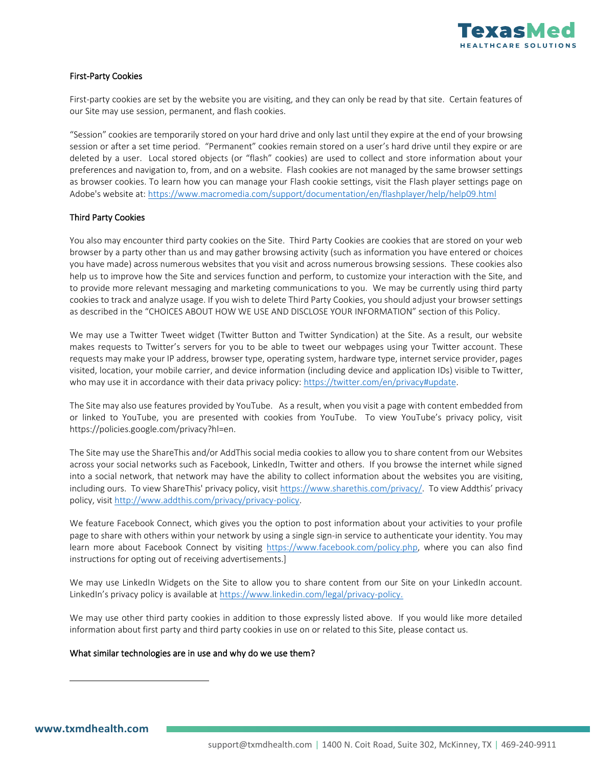### First-Party Cookies

First-party cookies are set by the website you are visiting, and they can only be read by that site. Certain features of our Site may use session, permanent, and flash cookies.

"Session" cookies are temporarily stored on your hard drive and only last until they expire at the end of your browsing session or after a set time period. "Permanent" cookies remain stored on a user's hard drive until they expire or are deleted by a user. Local stored objects (or "flash" cookies) are used to collect and store information about your preferences and navigation to, from, and on a website. Flash cookies are not managed by the same browser settings as browser cookies. To learn how you can manage your Flash cookie settings, visit the Flash player settings page on Adobe's website at: https://www.macromedia.com/support/documentation/en/flashplayer/help/help09.html

### Third Party Cookies

You also may encounter third party cookies on the Site. Third Party Cookies are cookies that are stored on your web browser by a party other than us and may gather browsing activity (such as information you have entered or choices you have made) across numerous websites that you visit and across numerous browsing sessions. These cookies also help us to improve how the Site and services function and perform, to customize your interaction with the Site, and to provide more relevant messaging and marketing communications to you. We may be currently using third party cookies to track and analyze usage. If you wish to delete Third Party Cookies, you should adjust your browser settings as described in the "CHOICES ABOUT HOW WE USE AND DISCLOSE YOUR INFORMATION" section of this Policy.

We may use a Twitter Tweet widget (Twitter Button and Twitter Syndication) at the Site. As a result, our website makes requests to Twitter's servers for you to be able to tweet our webpages using your Twitter account. These requests may make your IP address, browser type, operating system, hardware type, internet service provider, pages visited, location, your mobile carrier, and device information (including device and application IDs) visible to Twitter, who may use it in accordance with their data privacy policy: https://twitter.com/en/privacy#update.

The Site may also use features provided by YouTube. As a result, when you visit a page with content embedded from or linked to YouTube, you are presented with cookies from YouTube. To view YouTube's privacy policy, visit https://policies.google.com/privacy?hl=en.

The Site may use the ShareThis and/or AddThis social media cookies to allow you to share content from our Websites across your social networks such as Facebook, LinkedIn, Twitter and others. If you browse the internet while signed into a social network, that network may have the ability to collect information about the websites you are visiting, including ours. To view ShareThis' privacy policy, visit https://www.sharethis.com/privacy/. To view Addthis' privacy policy, visit http://www.addthis.com/privacy/privacy-policy.

We feature Facebook Connect, which gives you the option to post information about your activities to your profile page to share with others within your network by using a single sign-in service to authenticate your identity. You may learn more about Facebook Connect by visiting https://www.facebook.com/policy.php, where you can also find instructions for opting out of receiving advertisements.]

We may use LinkedIn Widgets on the Site to allow you to share content from our Site on your LinkedIn account. LinkedIn's privacy policy is available at https://www.linkedin.com/legal/privacy-policy.

We may use other third party cookies in addition to those expressly listed above. If you would like more detailed information about first party and third party cookies in use on or related to this Site, please contact us.

### What similar technologies are in use and why do we use them?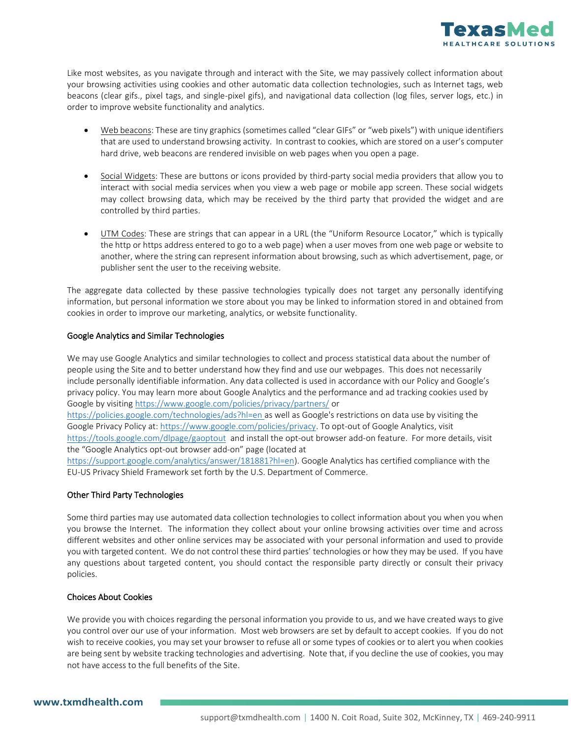Like most websites, as you navigate through and interact with the Site, we may passively collect information about your browsing activities using cookies and other automatic data collection technologies, such as Internet tags, web beacons (clear gifs., pixel tags, and single-pixel gifs), and navigational data collection (log files, server logs, etc.) in order to improve website functionality and analytics.

- Web beacons: These are tiny graphics (sometimes called "clear GIFs" or "web pixels") with unique identifiers that are used to understand browsing activity. In contrast to cookies, which are stored on a user's computer hard drive, web beacons are rendered invisible on web pages when you open a page.

- Social Widgets: These are buttons or icons provided by third-party social media providers that allow you to interact with social media services when you view a web page or mobile app screen. These social widgets may collect browsing data, which may be received by the third party that provided the widget and are controlled by third parties.

- UTM Codes: These are strings that can appear in a URL (the "Uniform Resource Locator," which is typically the http or https address entered to go to a web page) when a user moves from one web page or website to another, where the string can represent information about browsing, such as which advertisement, page, or publisher sent the user to the receiving website.

The aggregate data collected by these passive technologies typically does not target any personally identifying information, but personal information we store about you may be linked to information stored in and obtained from cookies in order to improve our marketing, analytics, or website functionality.

### Google Analytics and Similar Technologies

We may use Google Analytics and similar technologies to collect and process statistical data about the number of people using the Site and to better understand how they find and use our webpages. This does not necessarily include personally identifiable information. Any data collected is used in accordance with our Policy and Google's privacy policy. You may learn more about Google Analytics and the performance and ad tracking cookies used by Google by visiting https://www.google.com/policies/privacy/partners/ or https://policies.google.com/technologies/ads?hl=en as well as Google's restrictions on data use by visiting the Google Privacy Policy at: https://www.google.com/policies/privacy. To opt-out of Google Analytics, visit https://tools.google.com/dlpage/gaoptout and install the opt-out browser add-on feature. For more details, visit the "Google Analytics opt-out browser add-on" page (located at https://support.google.com/analytics/answer/181881?hl=en). Google Analytics has certified compliance with the EU-US Privacy Shield Framework set forth by the U.S. Department of Commerce.

### Other Third Party Technologies

Some third parties may use automated data collection technologies to collect information about you when you when you browse the Internet. The information they collect about your online browsing activities over time and across different websites and other online services may be associated with your personal information and used to provide you with targeted content. We do not control these third parties' technologies or how they may be used. If you have any questions about targeted content, you should contact the responsible party directly or consult their privacy policies.

### Choices About Cookies

We provide you with choices regarding the personal information you provide to us, and we have created ways to give you control over our use of your information. Most web browsers are set by default to accept cookies. If you do not wish to receive cookies, you may set your browser to refuse all or some types of cookies or to alert you when cookies are being sent by website tracking technologies and advertising. Note that, if you decline the use of cookies, you may not have access to the full benefits of the Site.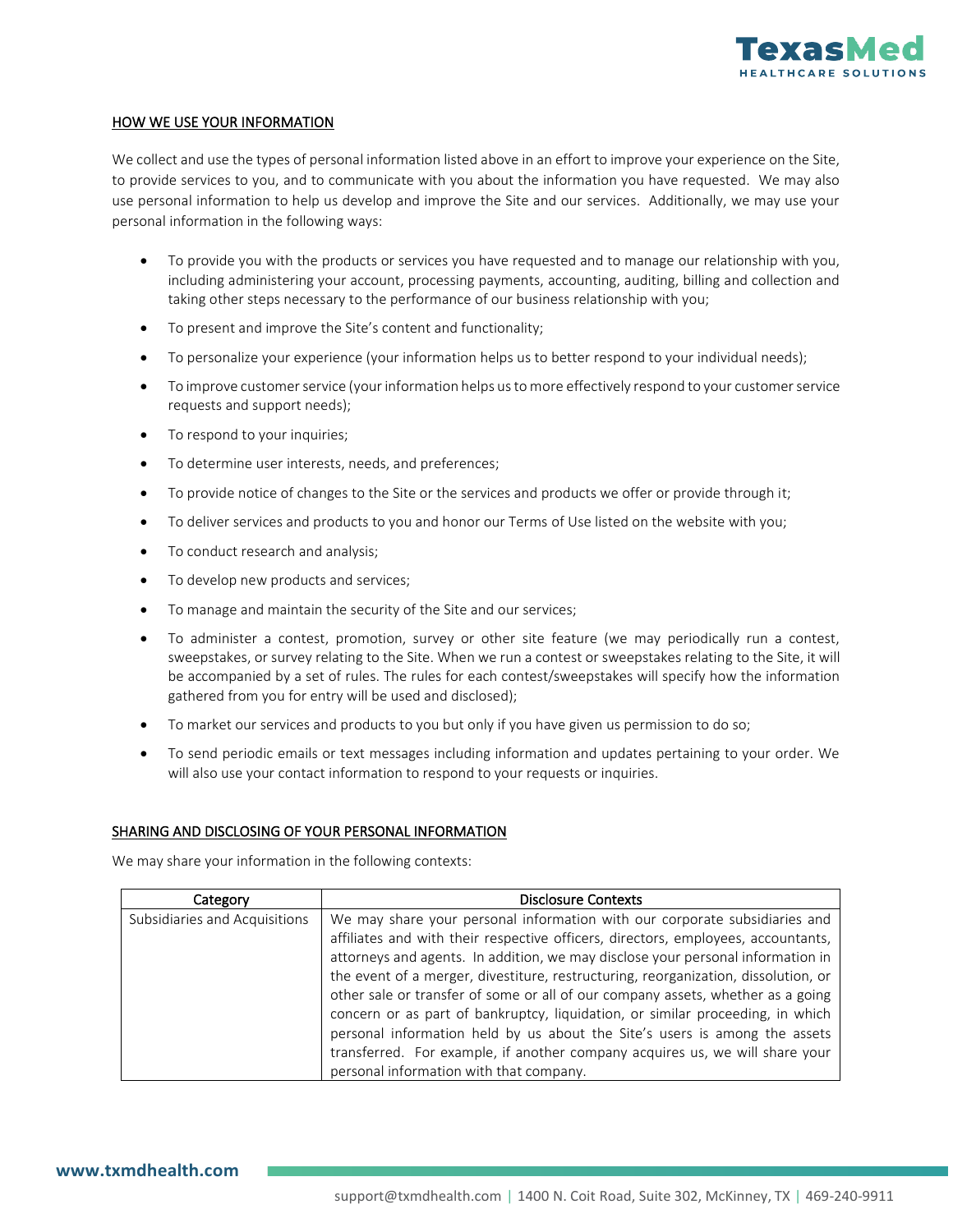## HOW WE USE YOUR INFORMATION

We collect and use the types of personal information listed above in an effort to improve your experience on the Site, to provide services to you, and to communicate with you about the information you have requested. We may also use personal information to help us develop and improve the Site and our services. Additionally, we may use your personal information in the following ways:

- To provide you with the products or services you have requested and to manage our relationship with you, including administering your account, processing payments, accounting, auditing, billing and collection and taking other steps necessary to the performance of our business relationship with you;
- To present and improve the Site's content and functionality;
- To personalize your experience (your information helps us to better respond to your individual needs);
- To improve customer service (your information helps us to more effectively respond to your customer service requests and support needs);
- To respond to your inquiries;
- To determine user interests, needs, and preferences;
- To provide notice of changes to the Site or the services and products we offer or provide through it;
- To deliver services and products to you and honor our Terms of Use listed on the website with you;
- To conduct research and analysis;
- To develop new products and services;
- To manage and maintain the security of the Site and our services;
- To administer a contest, promotion, survey or other site feature (we may periodically run a contest, sweepstakes, or survey relating to the Site. When we run a contest or sweepstakes relating to the Site, it will be accompanied by a set of rules. The rules for each contest/sweepstakes will specify how the information gathered from you for entry will be used and disclosed);
- To market our services and products to you but only if you have given us permission to do so;
- To send periodic emails or text messages including information and updates pertaining to your order. We will also use your contact information to respond to your requests or inquiries.

## SHARING AND DISCLOSING OF YOUR PERSONAL INFORMATION

We may share your information in the following contexts:

| Category | Disclosure Contexts |
|---|---|
| Subsidiaries and Acquisitions | We may share your personal information with our corporate subsidiaries and affiliates and with their respective officers, directors, employees, accountants, attorneys and agents. In addition, we may disclose your personal information in the event of a merger, divestiture, restructuring, reorganization, dissolution, or other sale or transfer of some or all of our company assets, whether as a going concern or as part of bankruptcy, liquidation, or similar proceeding, in which personal information held by us about the Site's users is among the assets transferred. For example, if another company acquires us, we will share your personal information with that company. |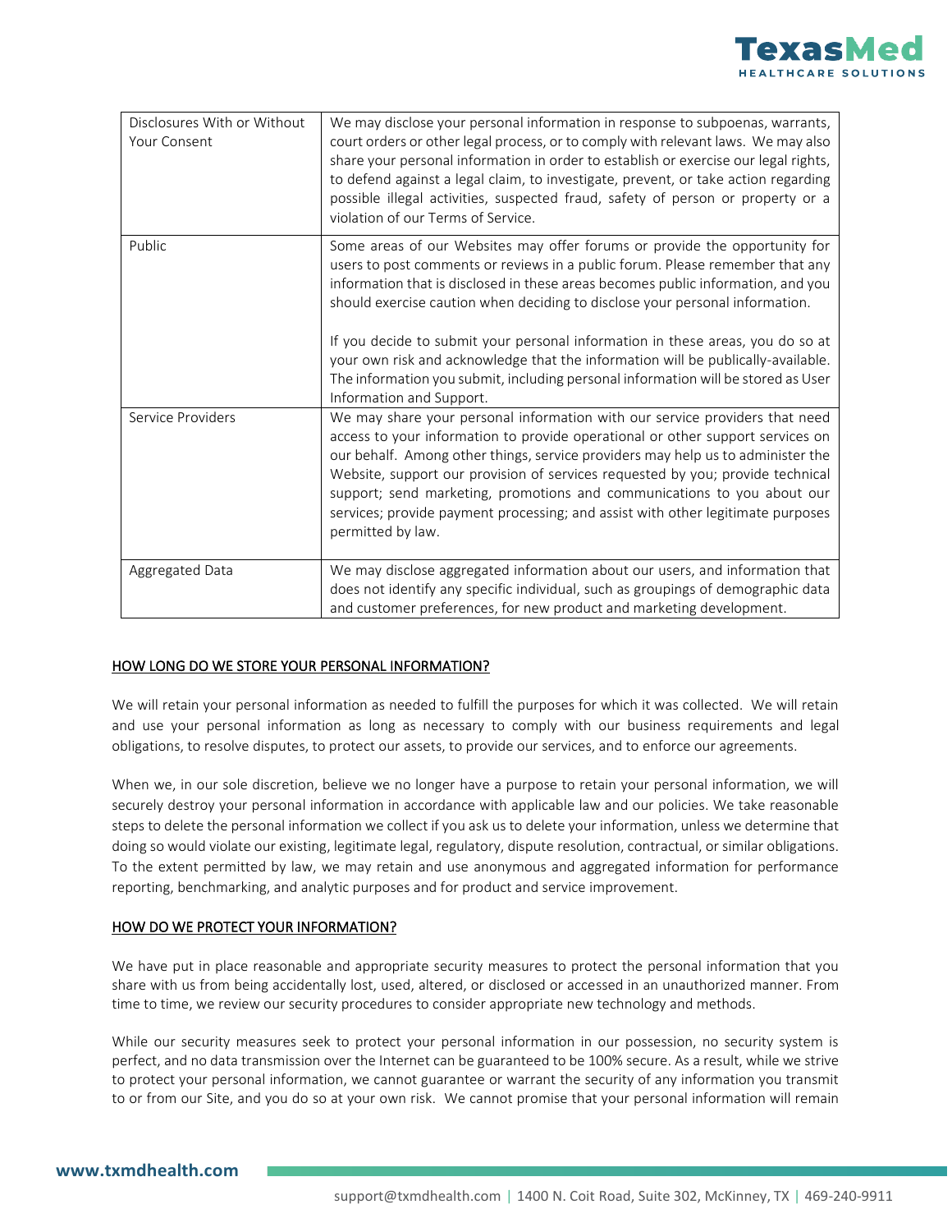| | |
|---|---|
| Disclosures With or Without Your Consent | We may disclose your personal information in response to subpoenas, warrants, court orders or other legal process, or to comply with relevant laws. We may also share your personal information in order to establish or exercise our legal rights, to defend against a legal claim, to investigate, prevent, or take action regarding possible illegal activities, suspected fraud, safety of person or property or a violation of our Terms of Service. |
| Public | Some areas of our Websites may offer forums or provide the opportunity for users to post comments or reviews in a public forum. Please remember that any information that is disclosed in these areas becomes public information, and you should exercise caution when deciding to disclose your personal information.<br><br>If you decide to submit your personal information in these areas, you do so at your own risk and acknowledge that the information will be publically-available. The information you submit, including personal information will be stored as User Information and Support. |
| Service Providers | We may share your personal information with our service providers that need access to your information to provide operational or other support services on our behalf. Among other things, service providers may help us to administer the Website, support our provision of services requested by you; provide technical support; send marketing, promotions and communications to you about our services; provide payment processing; and assist with other legitimate purposes permitted by law. |
| Aggregated Data | We may disclose aggregated information about our users, and information that does not identify any specific individual, such as groupings of demographic data and customer preferences, for new product and marketing development. |

## HOW LONG DO WE STORE YOUR PERSONAL INFORMATION?

We will retain your personal information as needed to fulfill the purposes for which it was collected. We will retain and use your personal information as long as necessary to comply with our business requirements and legal obligations, to resolve disputes, to protect our assets, to provide our services, and to enforce our agreements.

When we, in our sole discretion, believe we no longer have a purpose to retain your personal information, we will securely destroy your personal information in accordance with applicable law and our policies. We take reasonable steps to delete the personal information we collect if you ask us to delete your information, unless we determine that doing so would violate our existing, legitimate legal, regulatory, dispute resolution, contractual, or similar obligations. To the extent permitted by law, we may retain and use anonymous and aggregated information for performance reporting, benchmarking, and analytic purposes and for product and service improvement.

## HOW DO WE PROTECT YOUR INFORMATION?

We have put in place reasonable and appropriate security measures to protect the personal information that you share with us from being accidentally lost, used, altered, or disclosed or accessed in an unauthorized manner. From time to time, we review our security procedures to consider appropriate new technology and methods.

While our security measures seek to protect your personal information in our possession, no security system is perfect, and no data transmission over the Internet can be guaranteed to be 100% secure. As a result, while we strive to protect your personal information, we cannot guarantee or warrant the security of any information you transmit to or from our Site, and you do so at your own risk. We cannot promise that your personal information will remain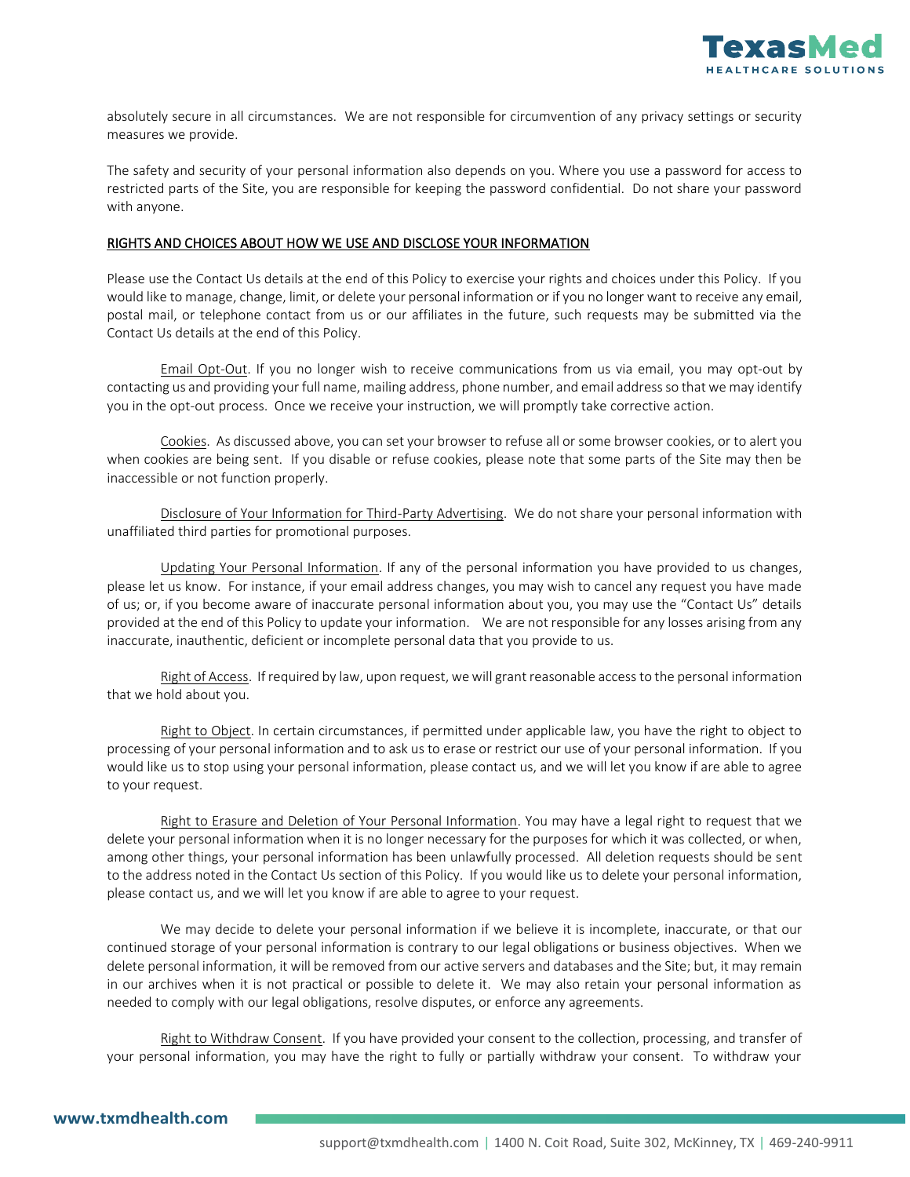absolutely secure in all circumstances. We are not responsible for circumvention of any privacy settings or security measures we provide.

The safety and security of your personal information also depends on you. Where you use a password for access to restricted parts of the Site, you are responsible for keeping the password confidential. Do not share your password with anyone.

## RIGHTS AND CHOICES ABOUT HOW WE USE AND DISCLOSE YOUR INFORMATION

Please use the Contact Us details at the end of this Policy to exercise your rights and choices under this Policy. If you would like to manage, change, limit, or delete your personal information or if you no longer want to receive any email, postal mail, or telephone contact from us or our affiliates in the future, such requests may be submitted via the Contact Us details at the end of this Policy.

Email Opt-Out. If you no longer wish to receive communications from us via email, you may opt-out by contacting us and providing your full name, mailing address, phone number, and email address so that we may identify you in the opt-out process. Once we receive your instruction, we will promptly take corrective action.

Cookies. As discussed above, you can set your browser to refuse all or some browser cookies, or to alert you when cookies are being sent. If you disable or refuse cookies, please note that some parts of the Site may then be inaccessible or not function properly.

Disclosure of Your Information for Third-Party Advertising. We do not share your personal information with unaffiliated third parties for promotional purposes.

Updating Your Personal Information. If any of the personal information you have provided to us changes, please let us know. For instance, if your email address changes, you may wish to cancel any request you have made of us; or, if you become aware of inaccurate personal information about you, you may use the "Contact Us" details provided at the end of this Policy to update your information. We are not responsible for any losses arising from any inaccurate, inauthentic, deficient or incomplete personal data that you provide to us.

Right of Access. If required by law, upon request, we will grant reasonable access to the personal information that we hold about you.

Right to Object. In certain circumstances, if permitted under applicable law, you have the right to object to processing of your personal information and to ask us to erase or restrict our use of your personal information. If you would like us to stop using your personal information, please contact us, and we will let you know if are able to agree to your request.

Right to Erasure and Deletion of Your Personal Information. You may have a legal right to request that we delete your personal information when it is no longer necessary for the purposes for which it was collected, or when, among other things, your personal information has been unlawfully processed. All deletion requests should be sent to the address noted in the Contact Us section of this Policy. If you would like us to delete your personal information, please contact us, and we will let you know if are able to agree to your request.

We may decide to delete your personal information if we believe it is incomplete, inaccurate, or that our continued storage of your personal information is contrary to our legal obligations or business objectives. When we delete personal information, it will be removed from our active servers and databases and the Site; but, it may remain in our archives when it is not practical or possible to delete it. We may also retain your personal information as needed to comply with our legal obligations, resolve disputes, or enforce any agreements.

Right to Withdraw Consent. If you have provided your consent to the collection, processing, and transfer of your personal information, you may have the right to fully or partially withdraw your consent. To withdraw your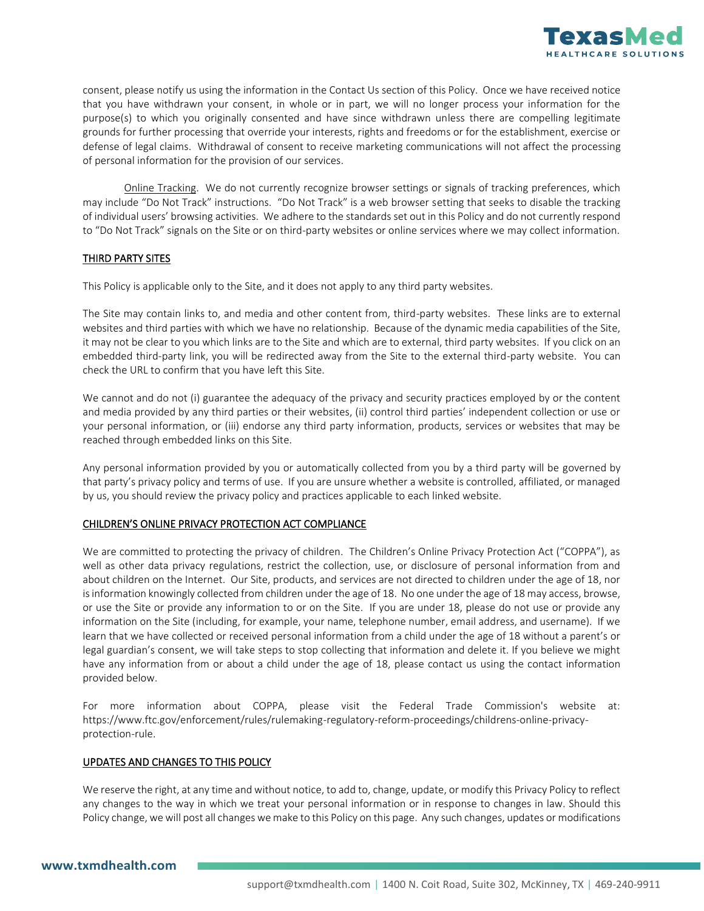consent, please notify us using the information in the Contact Us section of this Policy. Once we have received notice that you have withdrawn your consent, in whole or in part, we will no longer process your information for the purpose(s) to which you originally consented and have since withdrawn unless there are compelling legitimate grounds for further processing that override your interests, rights and freedoms or for the establishment, exercise or defense of legal claims. Withdrawal of consent to receive marketing communications will not affect the processing of personal information for the provision of our services.

Online Tracking. We do not currently recognize browser settings or signals of tracking preferences, which may include "Do Not Track" instructions. "Do Not Track" is a web browser setting that seeks to disable the tracking of individual users' browsing activities. We adhere to the standards set out in this Policy and do not currently respond to "Do Not Track" signals on the Site or on third-party websites or online services where we may collect information.

## THIRD PARTY SITES

This Policy is applicable only to the Site, and it does not apply to any third party websites.

The Site may contain links to, and media and other content from, third-party websites. These links are to external websites and third parties with which we have no relationship. Because of the dynamic media capabilities of the Site, it may not be clear to you which links are to the Site and which are to external, third party websites. If you click on an embedded third-party link, you will be redirected away from the Site to the external third-party website. You can check the URL to confirm that you have left this Site.

We cannot and do not (i) guarantee the adequacy of the privacy and security practices employed by or the content and media provided by any third parties or their websites, (ii) control third parties' independent collection or use or your personal information, or (iii) endorse any third party information, products, services or websites that may be reached through embedded links on this Site.

Any personal information provided by you or automatically collected from you by a third party will be governed by that party's privacy policy and terms of use. If you are unsure whether a website is controlled, affiliated, or managed by us, you should review the privacy policy and practices applicable to each linked website.

## CHILDREN'S ONLINE PRIVACY PROTECTION ACT COMPLIANCE

We are committed to protecting the privacy of children. The Children's Online Privacy Protection Act ("COPPA"), as well as other data privacy regulations, restrict the collection, use, or disclosure of personal information from and about children on the Internet. Our Site, products, and services are not directed to children under the age of 18, nor is information knowingly collected from children under the age of 18. No one under the age of 18 may access, browse, or use the Site or provide any information to or on the Site. If you are under 18, please do not use or provide any information on the Site (including, for example, your name, telephone number, email address, and username). If we learn that we have collected or received personal information from a child under the age of 18 without a parent's or legal guardian's consent, we will take steps to stop collecting that information and delete it. If you believe we might have any information from or about a child under the age of 18, please contact us using the contact information provided below.

For more information about COPPA, please visit the Federal Trade Commission's website at: https://www.ftc.gov/enforcement/rules/rulemaking-regulatory-reform-proceedings/childrens-online-privacy-protection-rule.

## UPDATES AND CHANGES TO THIS POLICY

We reserve the right, at any time and without notice, to add to, change, update, or modify this Privacy Policy to reflect any changes to the way in which we treat your personal information or in response to changes in law. Should this Policy change, we will post all changes we make to this Policy on this page. Any such changes, updates or modifications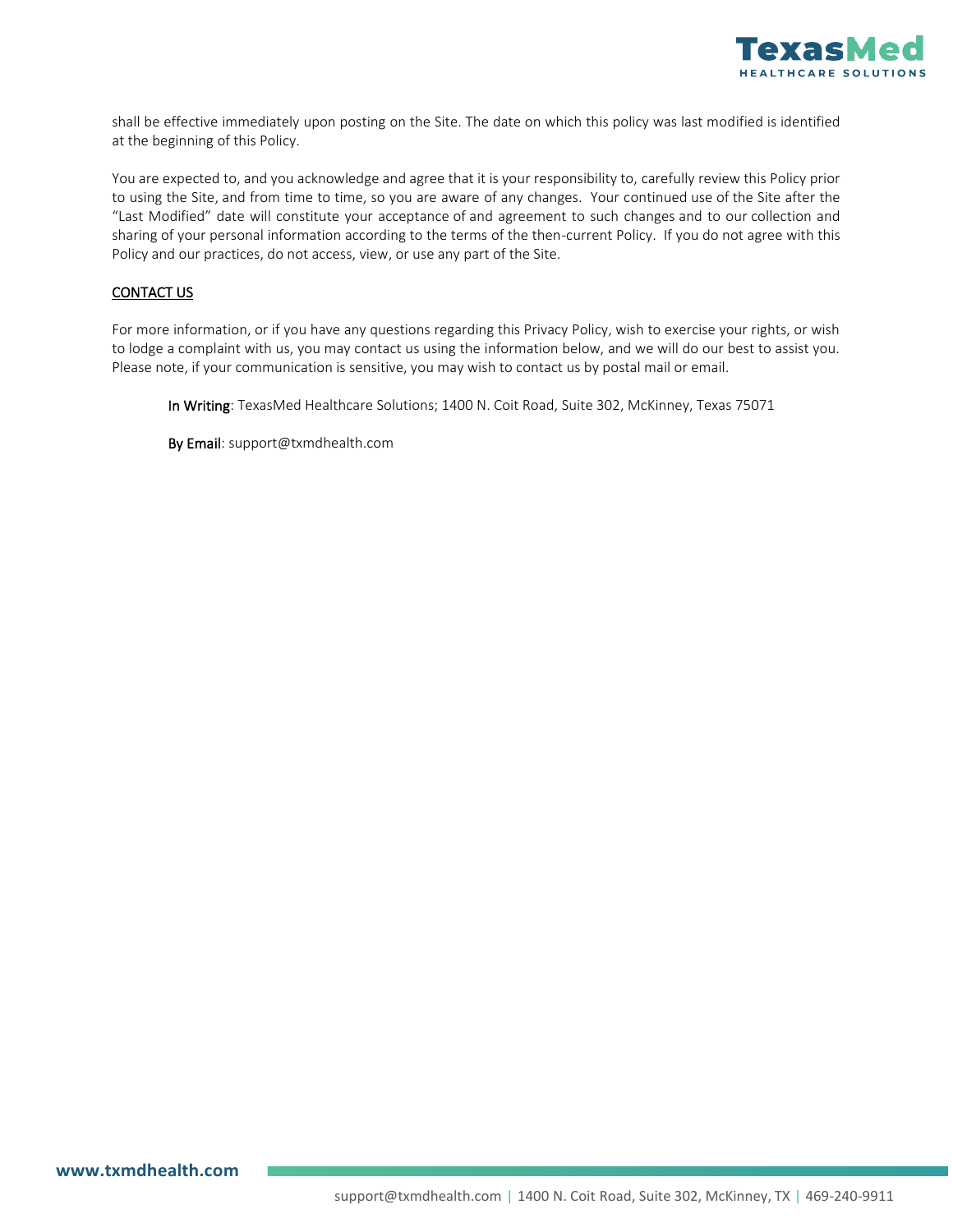shall be effective immediately upon posting on the Site. The date on which this policy was last modified is identified at the beginning of this Policy.

You are expected to, and you acknowledge and agree that it is your responsibility to, carefully review this Policy prior to using the Site, and from time to time, so you are aware of any changes. Your continued use of the Site after the "Last Modified" date will constitute your acceptance of and agreement to such changes and to our collection and sharing of your personal information according to the terms of the then-current Policy. If you do not agree with this Policy and our practices, do not access, view, or use any part of the Site.

## CONTACT US

For more information, or if you have any questions regarding this Privacy Policy, wish to exercise your rights, or wish to lodge a complaint with us, you may contact us using the information below, and we will do our best to assist you. Please note, if your communication is sensitive, you may wish to contact us by postal mail or email.

In Writing: TexasMed Healthcare Solutions; 1400 N. Coit Road, Suite 302, McKinney, Texas 75071

By Email: support@txmdhealth.com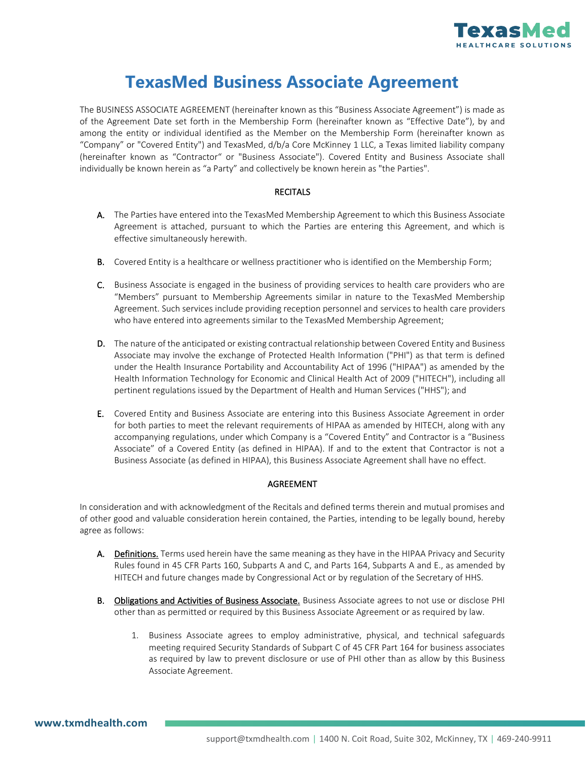# TexasMed Business Associate Agreement

The BUSINESS ASSOCIATE AGREEMENT (hereinafter known as this "Business Associate Agreement") is made as of the Agreement Date set forth in the Membership Form (hereinafter known as "Effective Date"), by and among the entity or individual identified as the Member on the Membership Form (hereinafter known as "Company" or "Covered Entity") and TexasMed, d/b/a Core McKinney 1 LLC, a Texas limited liability company (hereinafter known as "Contractor" or "Business Associate"). Covered Entity and Business Associate shall individually be known herein as "a Party" and collectively be known herein as "the Parties".

## RECITALS

A. The Parties have entered into the TexasMed Membership Agreement to which this Business Associate Agreement is attached, pursuant to which the Parties are entering this Agreement, and which is effective simultaneously herewith.

B. Covered Entity is a healthcare or wellness practitioner who is identified on the Membership Form;

C. Business Associate is engaged in the business of providing services to health care providers who are "Members" pursuant to Membership Agreements similar in nature to the TexasMed Membership Agreement. Such services include providing reception personnel and services to health care providers who have entered into agreements similar to the TexasMed Membership Agreement;

D. The nature of the anticipated or existing contractual relationship between Covered Entity and Business Associate may involve the exchange of Protected Health Information ("PHI") as that term is defined under the Health Insurance Portability and Accountability Act of 1996 ("HIPAA") as amended by the Health Information Technology for Economic and Clinical Health Act of 2009 ("HITECH"), including all pertinent regulations issued by the Department of Health and Human Services ("HHS"); and

E. Covered Entity and Business Associate are entering into this Business Associate Agreement in order for both parties to meet the relevant requirements of HIPAA as amended by HITECH, along with any accompanying regulations, under which Company is a "Covered Entity" and Contractor is a "Business Associate" of a Covered Entity (as defined in HIPAA). If and to the extent that Contractor is not a Business Associate (as defined in HIPAA), this Business Associate Agreement shall have no effect.

## AGREEMENT

In consideration and with acknowledgment of the Recitals and defined terms therein and mutual promises and of other good and valuable consideration herein contained, the Parties, intending to be legally bound, hereby agree as follows:

A. Definitions. Terms used herein have the same meaning as they have in the HIPAA Privacy and Security Rules found in 45 CFR Parts 160, Subparts A and C, and Parts 164, Subparts A and E., as amended by HITECH and future changes made by Congressional Act or by regulation of the Secretary of HHS.

B. Obligations and Activities of Business Associate. Business Associate agrees to not use or disclose PHI other than as permitted or required by this Business Associate Agreement or as required by law.

1. Business Associate agrees to employ administrative, physical, and technical safeguards meeting required Security Standards of Subpart C of 45 CFR Part 164 for business associates as required by law to prevent disclosure or use of PHI other than as allow by this Business Associate Agreement.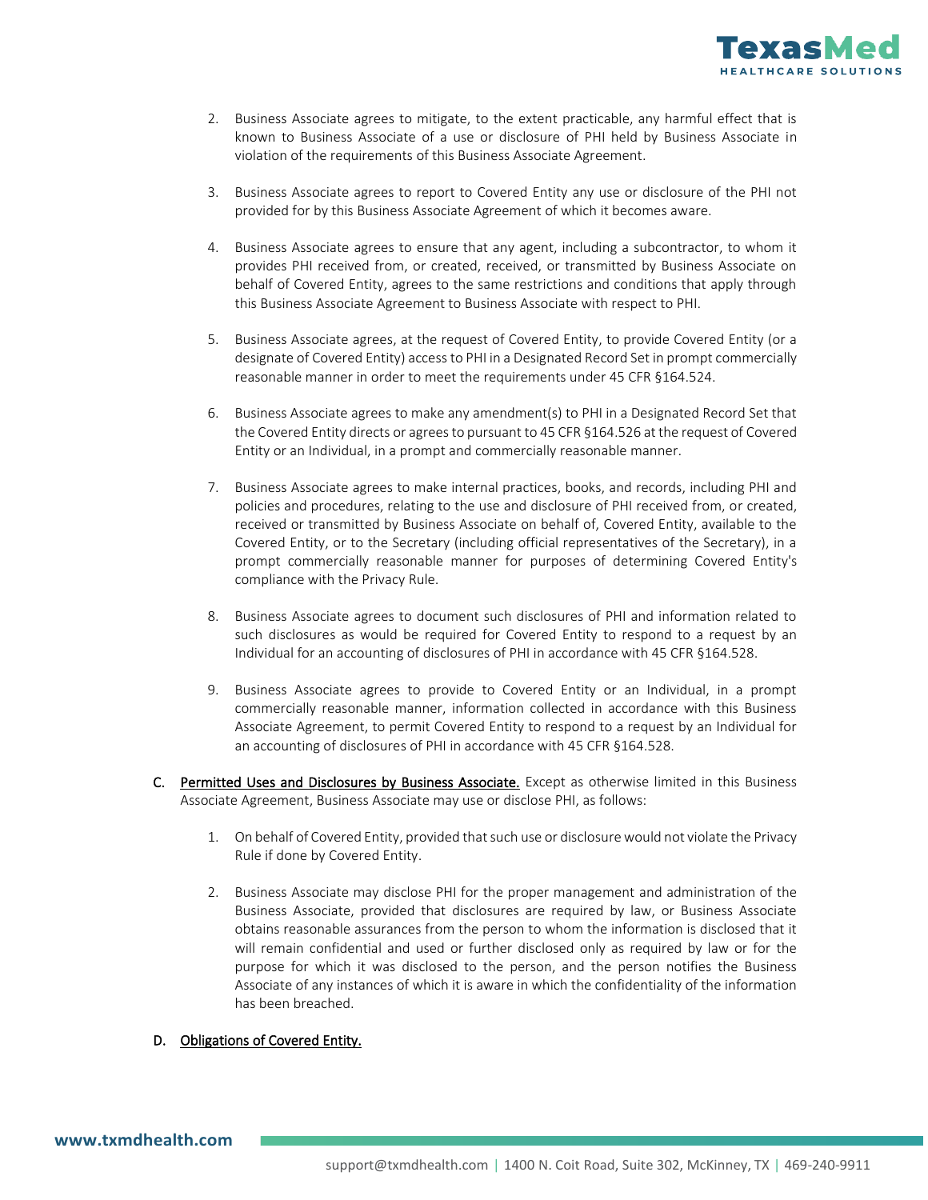2. Business Associate agrees to mitigate, to the extent practicable, any harmful effect that is known to Business Associate of a use or disclosure of PHI held by Business Associate in violation of the requirements of this Business Associate Agreement.

3. Business Associate agrees to report to Covered Entity any use or disclosure of the PHI not provided for by this Business Associate Agreement of which it becomes aware.

4. Business Associate agrees to ensure that any agent, including a subcontractor, to whom it provides PHI received from, or created, received, or transmitted by Business Associate on behalf of Covered Entity, agrees to the same restrictions and conditions that apply through this Business Associate Agreement to Business Associate with respect to PHI.

5. Business Associate agrees, at the request of Covered Entity, to provide Covered Entity (or a designate of Covered Entity) access to PHI in a Designated Record Set in prompt commercially reasonable manner in order to meet the requirements under 45 CFR §164.524.

6. Business Associate agrees to make any amendment(s) to PHI in a Designated Record Set that the Covered Entity directs or agrees to pursuant to 45 CFR §164.526 at the request of Covered Entity or an Individual, in a prompt and commercially reasonable manner.

7. Business Associate agrees to make internal practices, books, and records, including PHI and policies and procedures, relating to the use and disclosure of PHI received from, or created, received or transmitted by Business Associate on behalf of, Covered Entity, available to the Covered Entity, or to the Secretary (including official representatives of the Secretary), in a prompt commercially reasonable manner for purposes of determining Covered Entity's compliance with the Privacy Rule.

8. Business Associate agrees to document such disclosures of PHI and information related to such disclosures as would be required for Covered Entity to respond to a request by an Individual for an accounting of disclosures of PHI in accordance with 45 CFR §164.528.

9. Business Associate agrees to provide to Covered Entity or an Individual, in a prompt commercially reasonable manner, information collected in accordance with this Business Associate Agreement, to permit Covered Entity to respond to a request by an Individual for an accounting of disclosures of PHI in accordance with 45 CFR §164.528.

C. <u>Permitted Uses and Disclosures by Business Associate.</u> Except as otherwise limited in this Business Associate Agreement, Business Associate may use or disclose PHI, as follows:

   1. On behalf of Covered Entity, provided that such use or disclosure would not violate the Privacy Rule if done by Covered Entity.

   2. Business Associate may disclose PHI for the proper management and administration of the Business Associate, provided that disclosures are required by law, or Business Associate obtains reasonable assurances from the person to whom the information is disclosed that it will remain confidential and used or further disclosed only as required by law or for the purpose for which it was disclosed to the person, and the person notifies the Business Associate of any instances of which it is aware in which the confidentiality of the information has been breached.

D. <u>Obligations of Covered Entity.</u>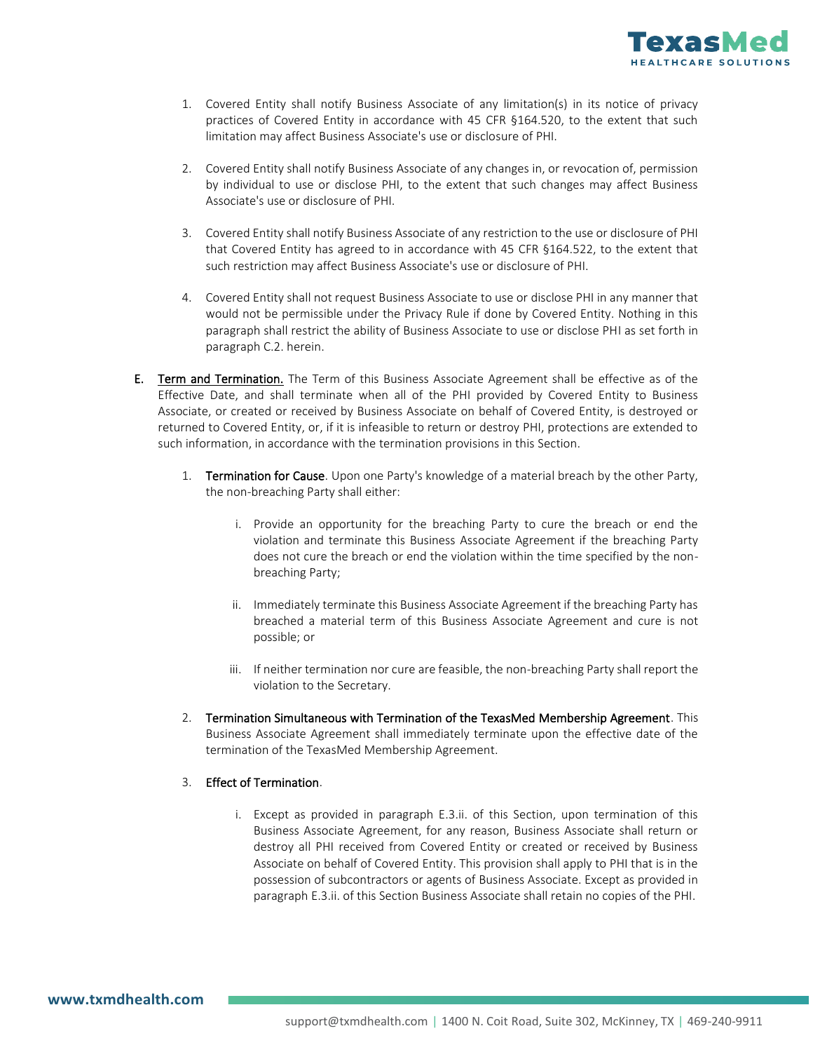1. Covered Entity shall notify Business Associate of any limitation(s) in its notice of privacy practices of Covered Entity in accordance with 45 CFR §164.520, to the extent that such limitation may affect Business Associate's use or disclosure of PHI.

2. Covered Entity shall notify Business Associate of any changes in, or revocation of, permission by individual to use or disclose PHI, to the extent that such changes may affect Business Associate's use or disclosure of PHI.

3. Covered Entity shall notify Business Associate of any restriction to the use or disclosure of PHI that Covered Entity has agreed to in accordance with 45 CFR §164.522, to the extent that such restriction may affect Business Associate's use or disclosure of PHI.

4. Covered Entity shall not request Business Associate to use or disclose PHI in any manner that would not be permissible under the Privacy Rule if done by Covered Entity. Nothing in this paragraph shall restrict the ability of Business Associate to use or disclose PHI as set forth in paragraph C.2. herein.

**E.** Term and Termination. The Term of this Business Associate Agreement shall be effective as of the Effective Date, and shall terminate when all of the PHI provided by Covered Entity to Business Associate, or created or received by Business Associate on behalf of Covered Entity, is destroyed or returned to Covered Entity, or, if it is infeasible to return or destroy PHI, protections are extended to such information, in accordance with the termination provisions in this Section.

1. **Termination for Cause**. Upon one Party's knowledge of a material breach by the other Party, the non-breaching Party shall either:

   i. Provide an opportunity for the breaching Party to cure the breach or end the violation and terminate this Business Associate Agreement if the breaching Party does not cure the breach or end the violation within the time specified by the non-breaching Party;

   ii. Immediately terminate this Business Associate Agreement if the breaching Party has breached a material term of this Business Associate Agreement and cure is not possible; or

   iii. If neither termination nor cure are feasible, the non-breaching Party shall report the violation to the Secretary.

2. **Termination Simultaneous with Termination of the TexasMed Membership Agreement**. This Business Associate Agreement shall immediately terminate upon the effective date of the termination of the TexasMed Membership Agreement.

3. **Effect of Termination**.

   i. Except as provided in paragraph E.3.ii. of this Section, upon termination of this Business Associate Agreement, for any reason, Business Associate shall return or destroy all PHI received from Covered Entity or created or received by Business Associate on behalf of Covered Entity. This provision shall apply to PHI that is in the possession of subcontractors or agents of Business Associate. Except as provided in paragraph E.3.ii. of this Section Business Associate shall retain no copies of the PHI.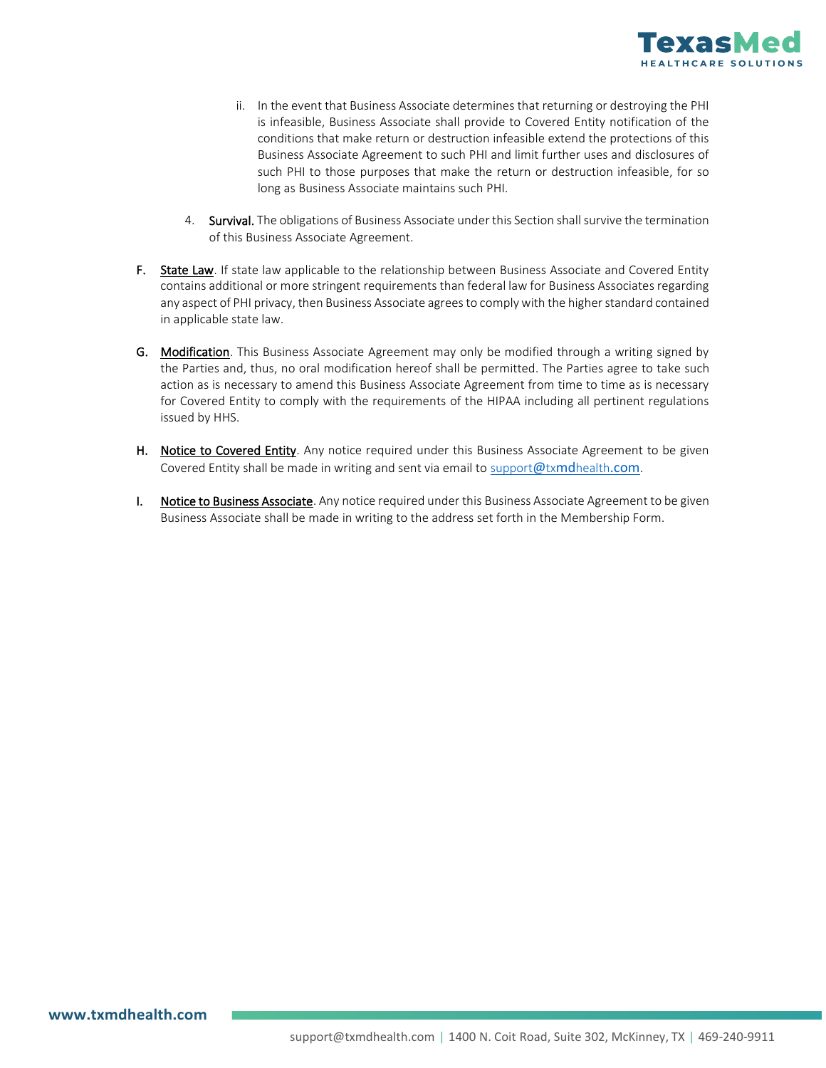ii. In the event that Business Associate determines that returning or destroying the PHI is infeasible, Business Associate shall provide to Covered Entity notification of the conditions that make return or destruction infeasible extend the protections of this Business Associate Agreement to such PHI and limit further uses and disclosures of such PHI to those purposes that make the return or destruction infeasible, for so long as Business Associate maintains such PHI.

4. **Survival.** The obligations of Business Associate under this Section shall survive the termination of this Business Associate Agreement.

**F.** **State Law**. If state law applicable to the relationship between Business Associate and Covered Entity contains additional or more stringent requirements than federal law for Business Associates regarding any aspect of PHI privacy, then Business Associate agrees to comply with the higher standard contained in applicable state law.

**G.** **Modification**. This Business Associate Agreement may only be modified through a writing signed by the Parties and, thus, no oral modification hereof shall be permitted. The Parties agree to take such action as is necessary to amend this Business Associate Agreement from time to time as is necessary for Covered Entity to comply with the requirements of the HIPAA including all pertinent regulations issued by HHS.

**H.** **Notice to Covered Entity**. Any notice required under this Business Associate Agreement to be given Covered Entity shall be made in writing and sent via email to support@txmdhealth.com.

**I.** **Notice to Business Associate**. Any notice required under this Business Associate Agreement to be given Business Associate shall be made in writing to the address set forth in the Membership Form.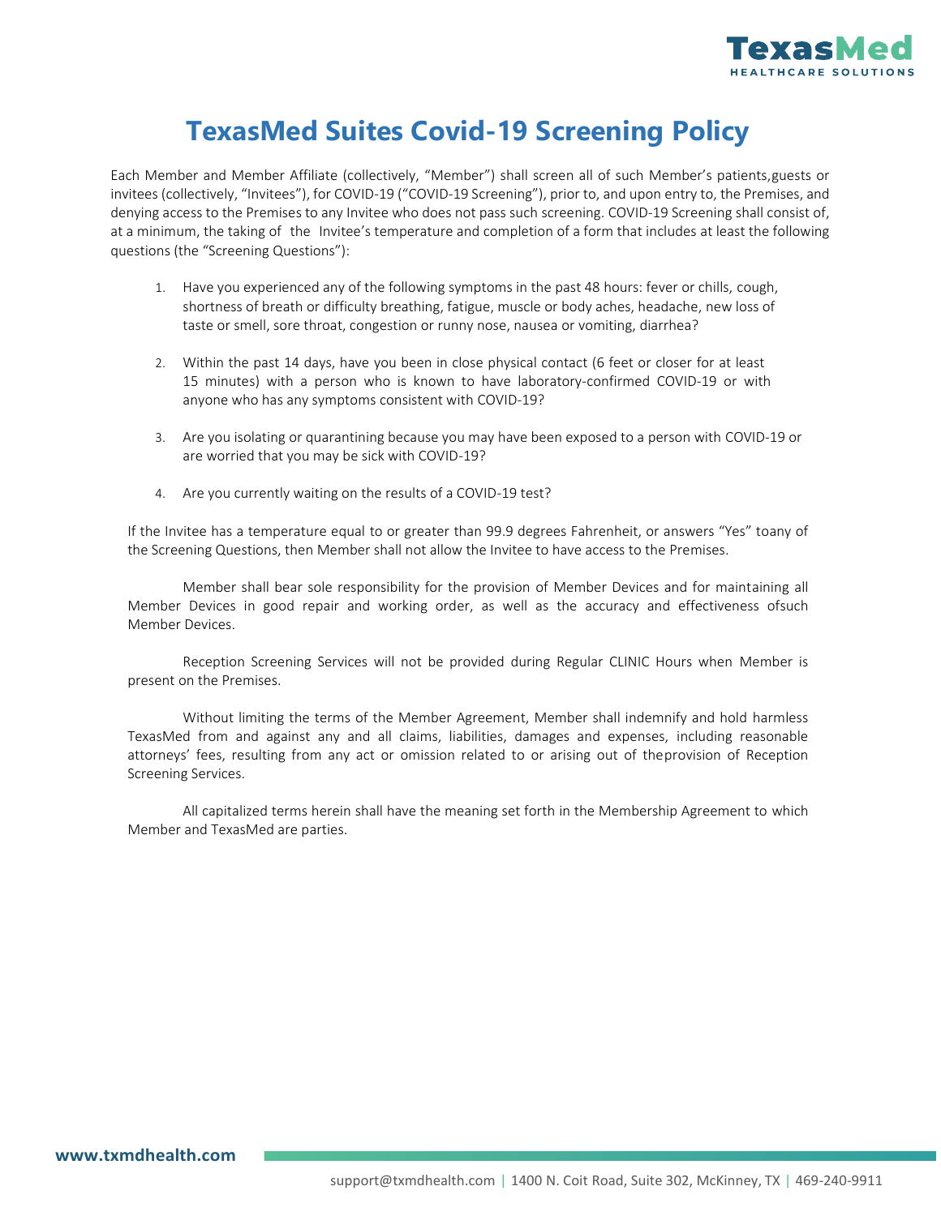# TexasMed Suites Covid-19 Screening Policy

Each Member and Member Affiliate (collectively, "Member") shall screen all of such Member's patients,guests or invitees (collectively, "Invitees"), for COVID-19 ("COVID-19 Screening"), prior to, and upon entry to, the Premises, and denying access to the Premises to any Invitee who does not pass such screening. COVID-19 Screening shall consist of, at a minimum, the taking of the Invitee's temperature and completion of a form that includes at least the following questions (the "Screening Questions"):

1. Have you experienced any of the following symptoms in the past 48 hours: fever or chills, cough, shortness of breath or difficulty breathing, fatigue, muscle or body aches, headache, new loss of taste or smell, sore throat, congestion or runny nose, nausea or vomiting, diarrhea?
2. Within the past 14 days, have you been in close physical contact (6 feet or closer for at least 15 minutes) with a person who is known to have laboratory-confirmed COVID-19 or with anyone who has any symptoms consistent with COVID-19?
3. Are you isolating or quarantining because you may have been exposed to a person with COVID-19 or are worried that you may be sick with COVID-19?
4. Are you currently waiting on the results of a COVID-19 test?

If the Invitee has a temperature equal to or greater than 99.9 degrees Fahrenheit, or answers "Yes" toany of the Screening Questions, then Member shall not allow the Invitee to have access to the Premises.

Member shall bear sole responsibility for the provision of Member Devices and for maintaining all Member Devices in good repair and working order, as well as the accuracy and effectiveness ofsuch Member Devices.

Reception Screening Services will not be provided during Regular CLINIC Hours when Member is present on the Premises.

Without limiting the terms of the Member Agreement, Member shall indemnify and hold harmless TexasMed from and against any and all claims, liabilities, damages and expenses, including reasonable attorneys' fees, resulting from any act or omission related to or arising out of theprovision of Reception Screening Services.

All capitalized terms herein shall have the meaning set forth in the Membership Agreement to which Member and TexasMed are parties.